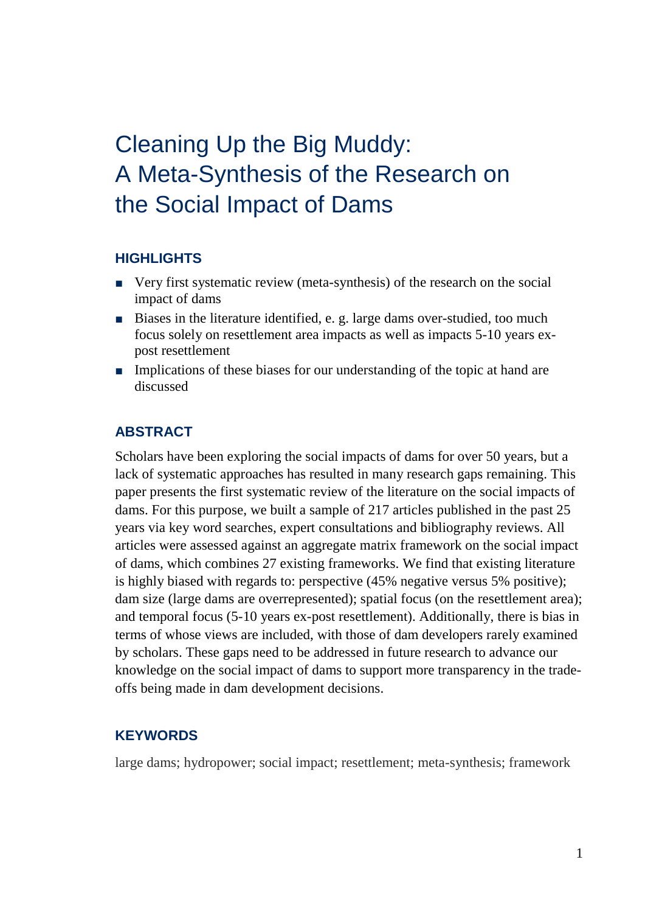# Cleaning Up the Big Muddy: A Meta-Synthesis of the Research on the Social Impact of Dams

## HIGHLIGHTS

- Very first systematic review (meta-synthesis) of the research on the social impact of dams
- Biases in the literature identified, e. g. large dams over-studied, too much focus solely on resettlement area impacts as well as impacts 5-10 years ex-post resettlement
- Implications of these biases for our understanding of the topic at hand are discussed

## ABSTRACT

Scholars have been exploring the social impacts of dams for over 50 years, but a lack of systematic approaches has resulted in many research gaps remaining. This paper presents the first systematic review of the literature on the social impacts of dams. For this purpose, we built a sample of 217 articles published in the past 25 years via key word searches, expert consultations and bibliography reviews. All articles were assessed against an aggregate matrix framework on the social impact of dams, which combines 27 existing frameworks. We find that existing literature is highly biased with regards to: perspective (45% negative versus 5% positive); dam size (large dams are overrepresented); spatial focus (on the resettlement area); and temporal focus (5-10 years ex-post resettlement). Additionally, there is bias in terms of whose views are included, with those of dam developers rarely examined by scholars. These gaps need to be addressed in future research to advance our knowledge on the social impact of dams to support more transparency in the trade-offs being made in dam development decisions.

## KEYWORDS

large dams; hydropower; social impact; resettlement; meta-synthesis; framework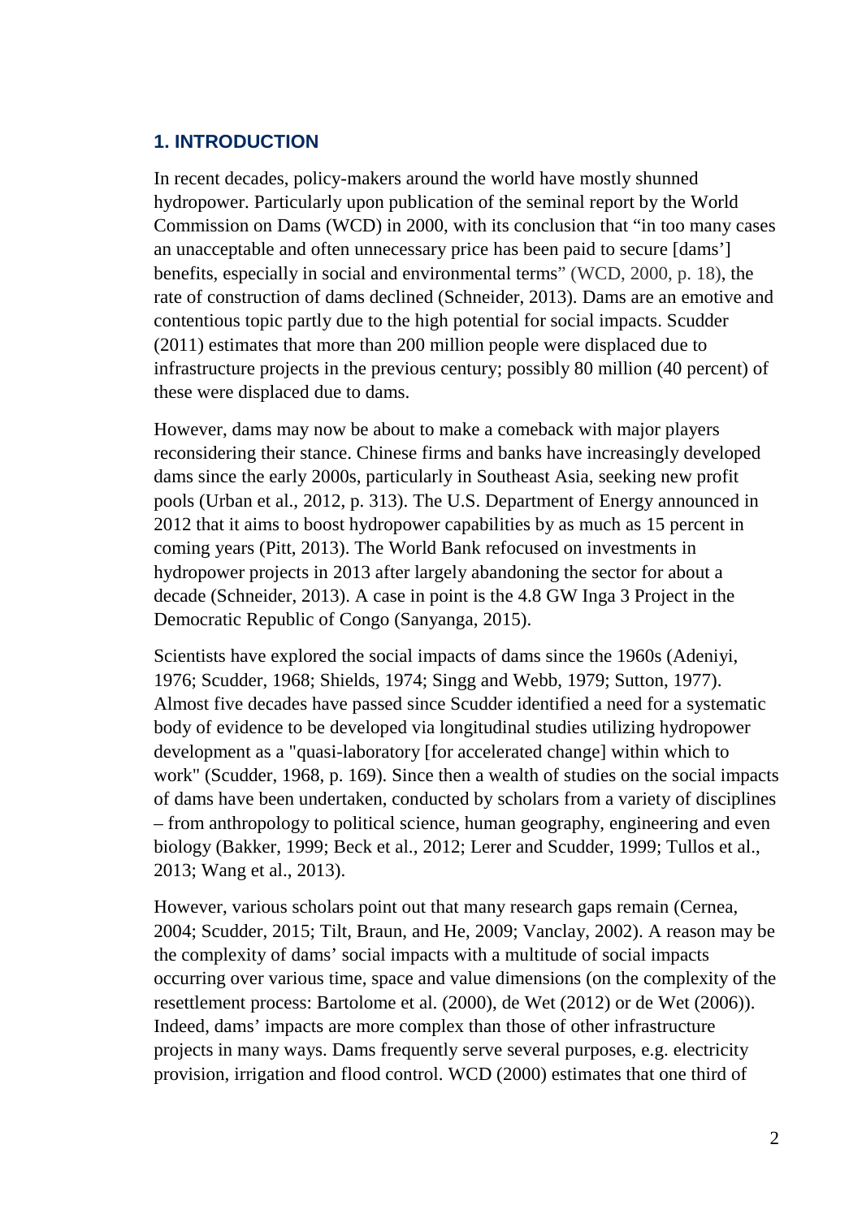## 1. INTRODUCTION

In recent decades, policy-makers around the world have mostly shunned hydropower. Particularly upon publication of the seminal report by the World Commission on Dams (WCD) in 2000, with its conclusion that "in too many cases an unacceptable and often unnecessary price has been paid to secure [dams'] benefits, especially in social and environmental terms" (WCD, 2000, p. 18), the rate of construction of dams declined (Schneider, 2013). Dams are an emotive and contentious topic partly due to the high potential for social impacts. Scudder (2011) estimates that more than 200 million people were displaced due to infrastructure projects in the previous century; possibly 80 million (40 percent) of these were displaced due to dams.

However, dams may now be about to make a comeback with major players reconsidering their stance. Chinese firms and banks have increasingly developed dams since the early 2000s, particularly in Southeast Asia, seeking new profit pools (Urban et al., 2012, p. 313). The U.S. Department of Energy announced in 2012 that it aims to boost hydropower capabilities by as much as 15 percent in coming years (Pitt, 2013). The World Bank refocused on investments in hydropower projects in 2013 after largely abandoning the sector for about a decade (Schneider, 2013). A case in point is the 4.8 GW Inga 3 Project in the Democratic Republic of Congo (Sanyanga, 2015).

Scientists have explored the social impacts of dams since the 1960s (Adeniyi, 1976; Scudder, 1968; Shields, 1974; Singg and Webb, 1979; Sutton, 1977). Almost five decades have passed since Scudder identified a need for a systematic body of evidence to be developed via longitudinal studies utilizing hydropower development as a "quasi-laboratory [for accelerated change] within which to work" (Scudder, 1968, p. 169). Since then a wealth of studies on the social impacts of dams have been undertaken, conducted by scholars from a variety of disciplines – from anthropology to political science, human geography, engineering and even biology (Bakker, 1999; Beck et al., 2012; Lerer and Scudder, 1999; Tullos et al., 2013; Wang et al., 2013).

However, various scholars point out that many research gaps remain (Cernea, 2004; Scudder, 2015; Tilt, Braun, and He, 2009; Vanclay, 2002). A reason may be the complexity of dams' social impacts with a multitude of social impacts occurring over various time, space and value dimensions (on the complexity of the resettlement process: Bartolome et al. (2000), de Wet (2012) or de Wet (2006)). Indeed, dams' impacts are more complex than those of other infrastructure projects in many ways. Dams frequently serve several purposes, e.g. electricity provision, irrigation and flood control. WCD (2000) estimates that one third of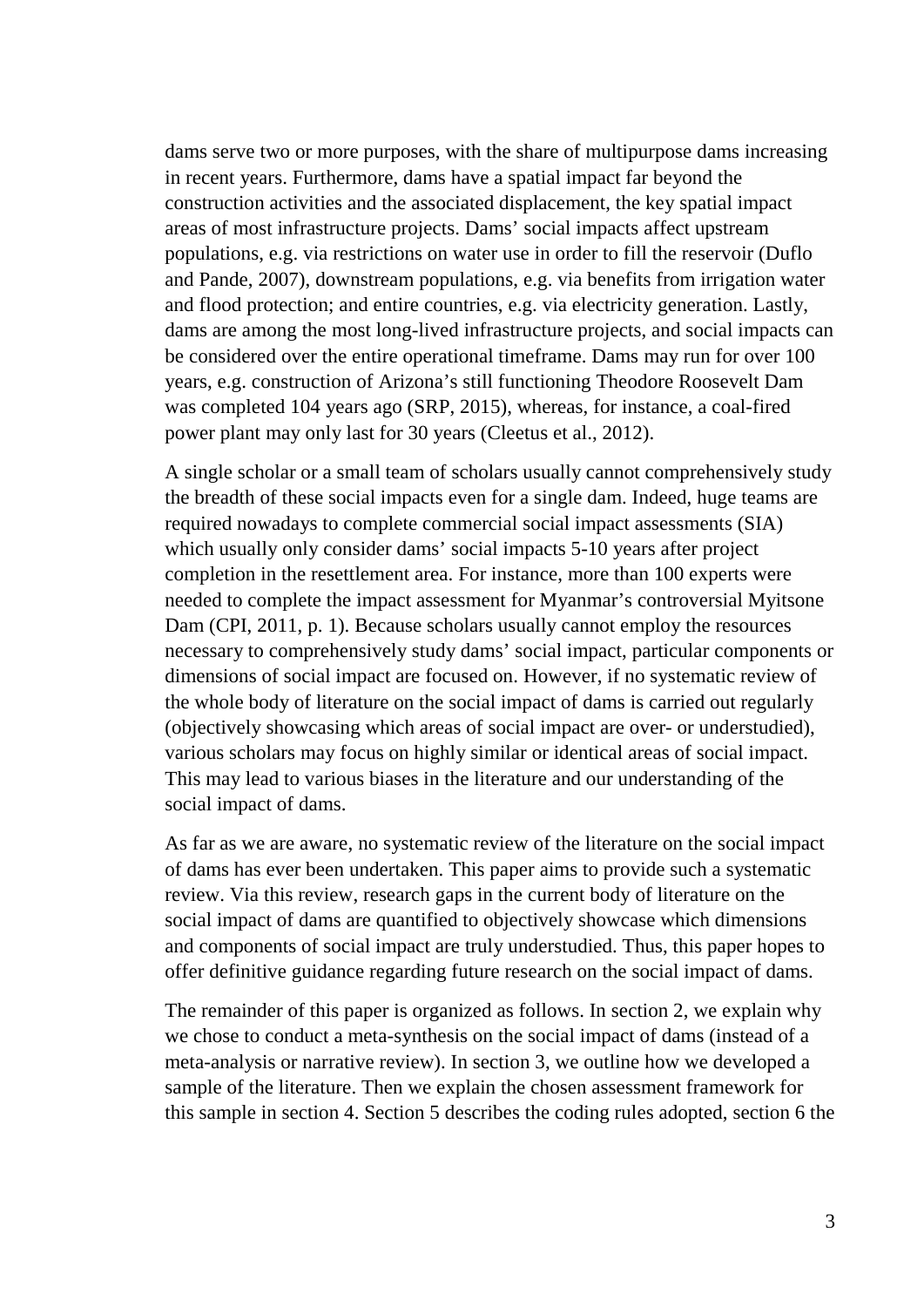dams serve two or more purposes, with the share of multipurpose dams increasing in recent years. Furthermore, dams have a spatial impact far beyond the construction activities and the associated displacement, the key spatial impact areas of most infrastructure projects. Dams' social impacts affect upstream populations, e.g. via restrictions on water use in order to fill the reservoir (Duflo and Pande, 2007), downstream populations, e.g. via benefits from irrigation water and flood protection; and entire countries, e.g. via electricity generation. Lastly, dams are among the most long-lived infrastructure projects, and social impacts can be considered over the entire operational timeframe. Dams may run for over 100 years, e.g. construction of Arizona's still functioning Theodore Roosevelt Dam was completed 104 years ago (SRP, 2015), whereas, for instance, a coal-fired power plant may only last for 30 years (Cleetus et al., 2012).

A single scholar or a small team of scholars usually cannot comprehensively study the breadth of these social impacts even for a single dam. Indeed, huge teams are required nowadays to complete commercial social impact assessments (SIA) which usually only consider dams' social impacts 5-10 years after project completion in the resettlement area. For instance, more than 100 experts were needed to complete the impact assessment for Myanmar's controversial Myitsone Dam (CPI, 2011, p. 1). Because scholars usually cannot employ the resources necessary to comprehensively study dams' social impact, particular components or dimensions of social impact are focused on. However, if no systematic review of the whole body of literature on the social impact of dams is carried out regularly (objectively showcasing which areas of social impact are over- or understudied), various scholars may focus on highly similar or identical areas of social impact. This may lead to various biases in the literature and our understanding of the social impact of dams.

As far as we are aware, no systematic review of the literature on the social impact of dams has ever been undertaken. This paper aims to provide such a systematic review. Via this review, research gaps in the current body of literature on the social impact of dams are quantified to objectively showcase which dimensions and components of social impact are truly understudied. Thus, this paper hopes to offer definitive guidance regarding future research on the social impact of dams.

The remainder of this paper is organized as follows. In section 2, we explain why we chose to conduct a meta-synthesis on the social impact of dams (instead of a meta-analysis or narrative review). In section 3, we outline how we developed a sample of the literature. Then we explain the chosen assessment framework for this sample in section 4. Section 5 describes the coding rules adopted, section 6 the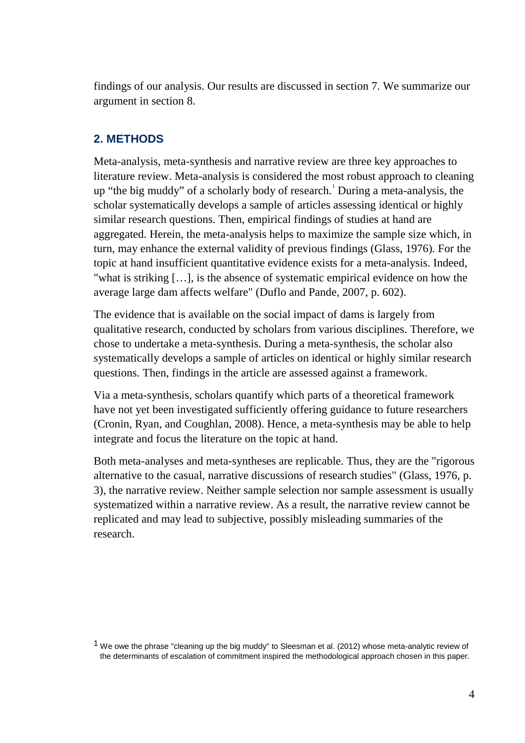findings of our analysis. Our results are discussed in section 7. We summarize our argument in section 8.

## 2. METHODS

Meta-analysis, meta-synthesis and narrative review are three key approaches to literature review. Meta-analysis is considered the most robust approach to cleaning up "the big muddy" of a scholarly body of research.[1] During a meta-analysis, the scholar systematically develops a sample of articles assessing identical or highly similar research questions. Then, empirical findings of studies at hand are aggregated. Herein, the meta-analysis helps to maximize the sample size which, in turn, may enhance the external validity of previous findings (Glass, 1976). For the topic at hand insufficient quantitative evidence exists for a meta-analysis. Indeed, "what is striking […], is the absence of systematic empirical evidence on how the average large dam affects welfare" (Duflo and Pande, 2007, p. 602).

The evidence that is available on the social impact of dams is largely from qualitative research, conducted by scholars from various disciplines. Therefore, we chose to undertake a meta-synthesis. During a meta-synthesis, the scholar also systematically develops a sample of articles on identical or highly similar research questions. Then, findings in the article are assessed against a framework.

Via a meta-synthesis, scholars quantify which parts of a theoretical framework have not yet been investigated sufficiently offering guidance to future researchers (Cronin, Ryan, and Coughlan, 2008). Hence, a meta-synthesis may be able to help integrate and focus the literature on the topic at hand.

Both meta-analyses and meta-syntheses are replicable. Thus, they are the "rigorous alternative to the casual, narrative discussions of research studies" (Glass, 1976, p. 3), the narrative review. Neither sample selection nor sample assessment is usually systematized within a narrative review. As a result, the narrative review cannot be replicated and may lead to subjective, possibly misleading summaries of the research.

[1] We owe the phrase "cleaning up the big muddy" to Sleesman et al. (2012) whose meta-analytic review of the determinants of escalation of commitment inspired the methodological approach chosen in this paper.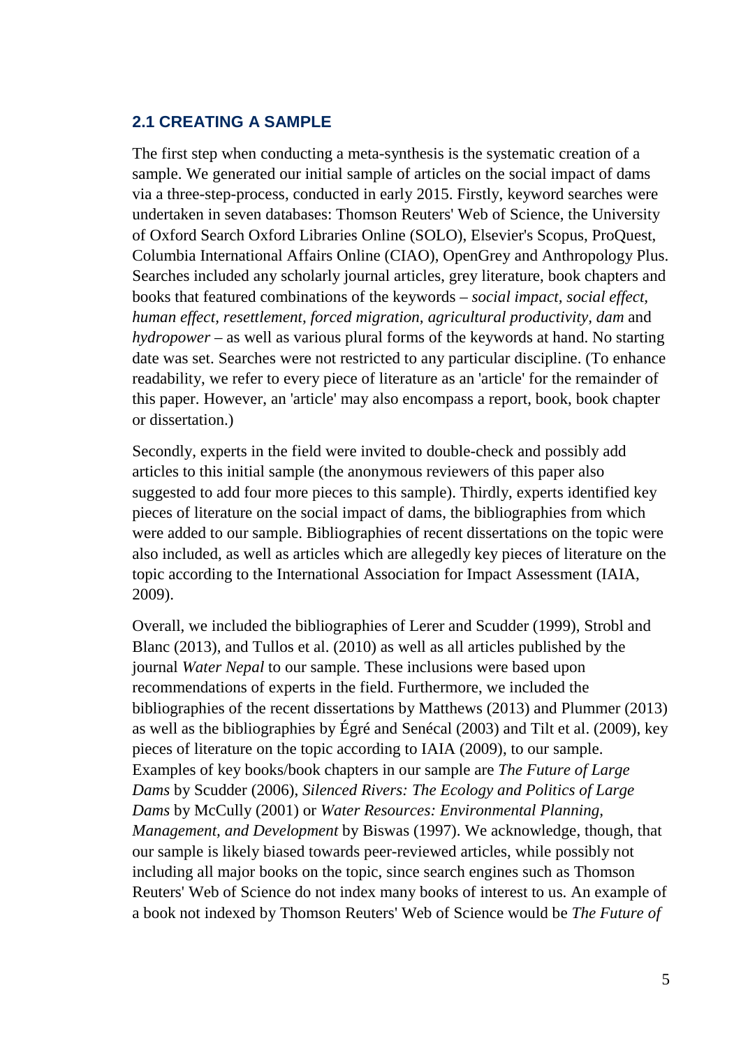### 2.1 CREATING A SAMPLE

The first step when conducting a meta-synthesis is the systematic creation of a sample. We generated our initial sample of articles on the social impact of dams via a three-step-process, conducted in early 2015. Firstly, keyword searches were undertaken in seven databases: Thomson Reuters' Web of Science, the University of Oxford Search Oxford Libraries Online (SOLO), Elsevier's Scopus, ProQuest, Columbia International Affairs Online (CIAO), OpenGrey and Anthropology Plus. Searches included any scholarly journal articles, grey literature, book chapters and books that featured combinations of the keywords – *social impact, social effect, human effect, resettlement, forced migration, agricultural productivity, dam* and *hydropower* – as well as various plural forms of the keywords at hand. No starting date was set. Searches were not restricted to any particular discipline. (To enhance readability, we refer to every piece of literature as an 'article' for the remainder of this paper. However, an 'article' may also encompass a report, book, book chapter or dissertation.)

Secondly, experts in the field were invited to double-check and possibly add articles to this initial sample (the anonymous reviewers of this paper also suggested to add four more pieces to this sample). Thirdly, experts identified key pieces of literature on the social impact of dams, the bibliographies from which were added to our sample. Bibliographies of recent dissertations on the topic were also included, as well as articles which are allegedly key pieces of literature on the topic according to the International Association for Impact Assessment (IAIA, 2009).

Overall, we included the bibliographies of Lerer and Scudder (1999), Strobl and Blanc (2013), and Tullos et al. (2010) as well as all articles published by the journal *Water Nepal* to our sample. These inclusions were based upon recommendations of experts in the field. Furthermore, we included the bibliographies of the recent dissertations by Matthews (2013) and Plummer (2013) as well as the bibliographies by Égré and Senécal (2003) and Tilt et al. (2009), key pieces of literature on the topic according to IAIA (2009), to our sample. Examples of key books/book chapters in our sample are *The Future of Large Dams* by Scudder (2006), *Silenced Rivers: The Ecology and Politics of Large Dams* by McCully (2001) or *Water Resources: Environmental Planning, Management, and Development* by Biswas (1997). We acknowledge, though, that our sample is likely biased towards peer-reviewed articles, while possibly not including all major books on the topic, since search engines such as Thomson Reuters' Web of Science do not index many books of interest to us. An example of a book not indexed by Thomson Reuters' Web of Science would be *The Future of*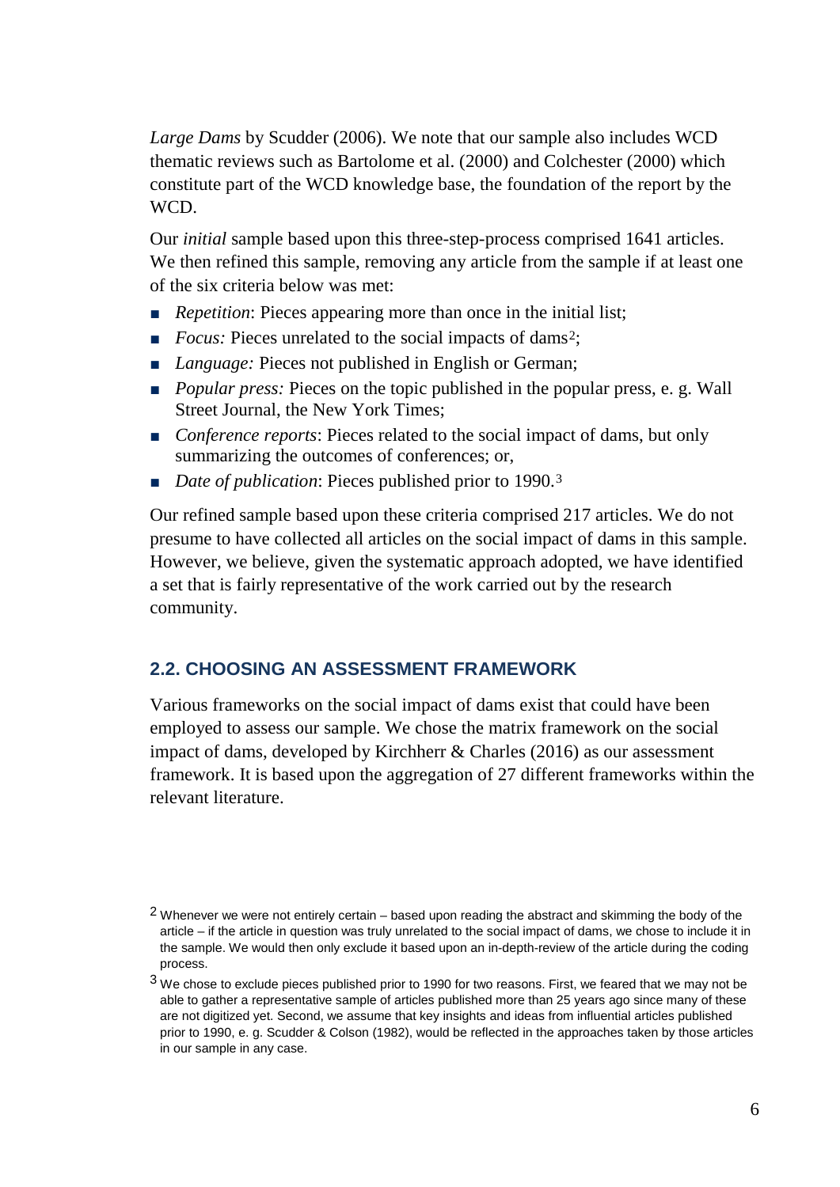*Large Dams* by Scudder (2006). We note that our sample also includes WCD thematic reviews such as Bartolome et al. (2000) and Colchester (2000) which constitute part of the WCD knowledge base, the foundation of the report by the WCD.

Our *initial* sample based upon this three-step-process comprised 1641 articles. We then refined this sample, removing any article from the sample if at least one of the six criteria below was met:

- *Repetition*: Pieces appearing more than once in the initial list;
- *Focus:* Pieces unrelated to the social impacts of dams[2];
- *Language:* Pieces not published in English or German;
- *Popular press:* Pieces on the topic published in the popular press, e. g. Wall Street Journal, the New York Times;
- *Conference reports*: Pieces related to the social impact of dams, but only summarizing the outcomes of conferences; or,
- *Date of publication*: Pieces published prior to 1990.[3]

Our refined sample based upon these criteria comprised 217 articles. We do not presume to have collected all articles on the social impact of dams in this sample. However, we believe, given the systematic approach adopted, we have identified a set that is fairly representative of the work carried out by the research community.

## 2.2. CHOOSING AN ASSESSMENT FRAMEWORK

Various frameworks on the social impact of dams exist that could have been employed to assess our sample. We chose the matrix framework on the social impact of dams, developed by Kirchherr & Charles (2016) as our assessment framework. It is based upon the aggregation of 27 different frameworks within the relevant literature.

[2] Whenever we were not entirely certain – based upon reading the abstract and skimming the body of the article – if the article in question was truly unrelated to the social impact of dams, we chose to include it in the sample. We would then only exclude it based upon an in-depth-review of the article during the coding process.

[3] We chose to exclude pieces published prior to 1990 for two reasons. First, we feared that we may not be able to gather a representative sample of articles published more than 25 years ago since many of these are not digitized yet. Second, we assume that key insights and ideas from influential articles published prior to 1990, e. g. Scudder & Colson (1982), would be reflected in the approaches taken by those articles in our sample in any case.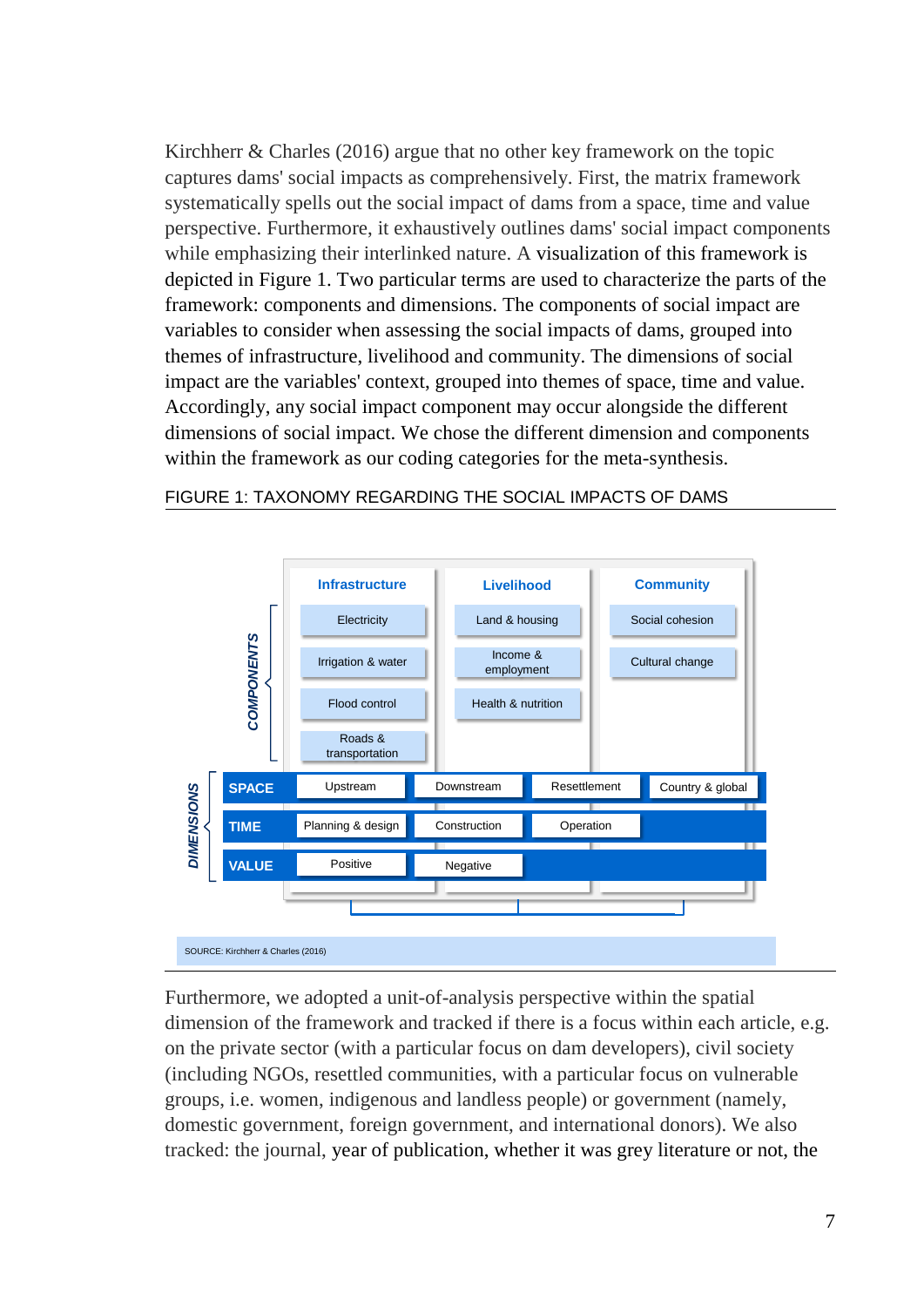Kirchherr & Charles (2016) argue that no other key framework on the topic captures dams' social impacts as comprehensively. First, the matrix framework systematically spells out the social impact of dams from a space, time and value perspective. Furthermore, it exhaustively outlines dams' social impact components while emphasizing their interlinked nature. A visualization of this framework is depicted in Figure 1. Two particular terms are used to characterize the parts of the framework: components and dimensions. The components of social impact are variables to consider when assessing the social impacts of dams, grouped into themes of infrastructure, livelihood and community. The dimensions of social impact are the variables' context, grouped into themes of space, time and value. Accordingly, any social impact component may occur alongside the different dimensions of social impact. We chose the different dimension and components within the framework as our coding categories for the meta-synthesis.

FIGURE 1: TAXONOMY REGARDING THE SOCIAL IMPACTS OF DAMS

| | Infrastructure | Livelihood | Community | |
|---|---|---|---|---|
| *COMPONENTS* | Electricity | Land & housing | Social cohesion | |
| | Irrigation & water | Income & employment | Cultural change | |
| | Flood control | Health & nutrition | | |
| | Roads & transportation | | | |
| *DIMENSIONS* **SPACE** | Upstream | Downstream | Resettlement | Country & global |
| **TIME** | Planning & design | Construction | Operation | |
| **VALUE** | Positive | Negative | | |

SOURCE: Kirchherr & Charles (2016)

Furthermore, we adopted a unit-of-analysis perspective within the spatial dimension of the framework and tracked if there is a focus within each article, e.g. on the private sector (with a particular focus on dam developers), civil society (including NGOs, resettled communities, with a particular focus on vulnerable groups, i.e. women, indigenous and landless people) or government (namely, domestic government, foreign government, and international donors). We also tracked: the journal, year of publication, whether it was grey literature or not, the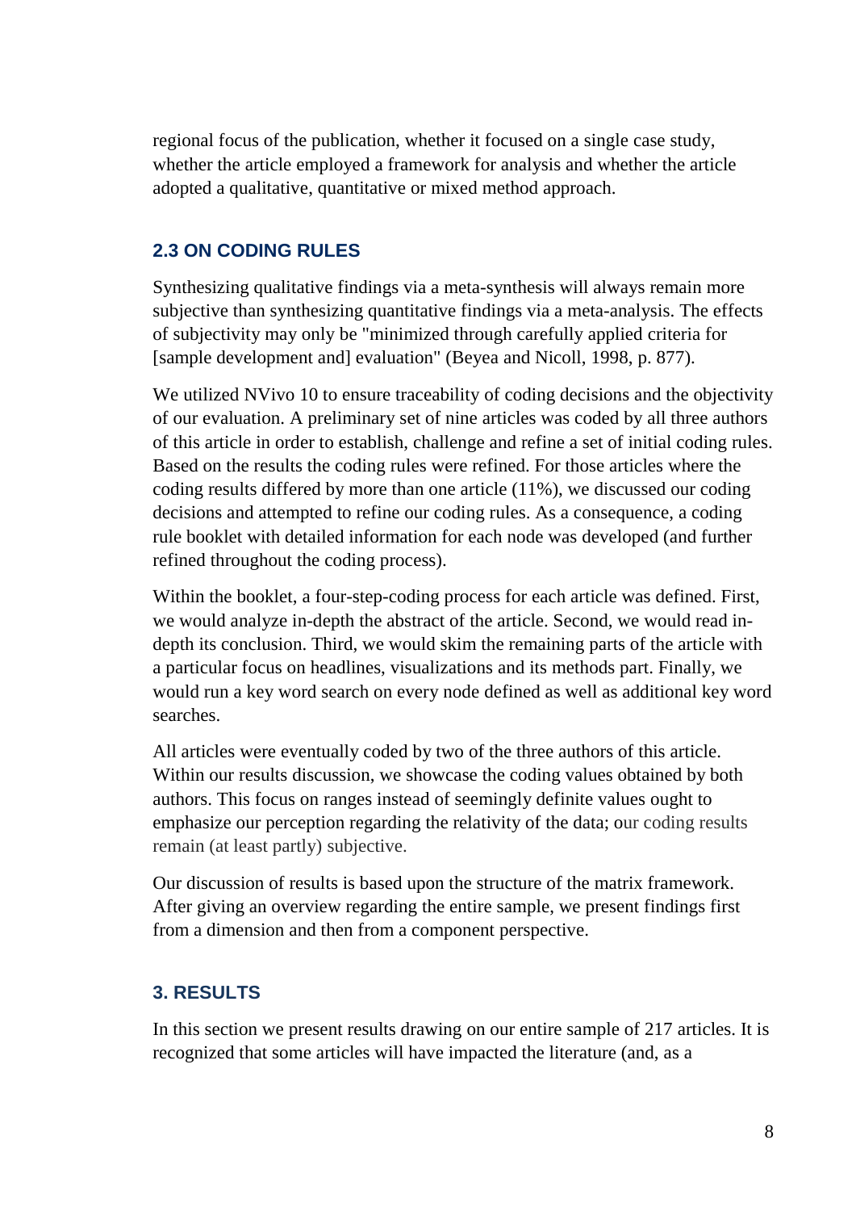regional focus of the publication, whether it focused on a single case study, whether the article employed a framework for analysis and whether the article adopted a qualitative, quantitative or mixed method approach.

### 2.3 ON CODING RULES

Synthesizing qualitative findings via a meta-synthesis will always remain more subjective than synthesizing quantitative findings via a meta-analysis. The effects of subjectivity may only be "minimized through carefully applied criteria for [sample development and] evaluation" (Beyea and Nicoll, 1998, p. 877).

We utilized NVivo 10 to ensure traceability of coding decisions and the objectivity of our evaluation. A preliminary set of nine articles was coded by all three authors of this article in order to establish, challenge and refine a set of initial coding rules. Based on the results the coding rules were refined. For those articles where the coding results differed by more than one article (11%), we discussed our coding decisions and attempted to refine our coding rules. As a consequence, a coding rule booklet with detailed information for each node was developed (and further refined throughout the coding process).

Within the booklet, a four-step-coding process for each article was defined. First, we would analyze in-depth the abstract of the article. Second, we would read in-depth its conclusion. Third, we would skim the remaining parts of the article with a particular focus on headlines, visualizations and its methods part. Finally, we would run a key word search on every node defined as well as additional key word searches.

All articles were eventually coded by two of the three authors of this article. Within our results discussion, we showcase the coding values obtained by both authors. This focus on ranges instead of seemingly definite values ought to emphasize our perception regarding the relativity of the data; our coding results remain (at least partly) subjective.

Our discussion of results is based upon the structure of the matrix framework. After giving an overview regarding the entire sample, we present findings first from a dimension and then from a component perspective.

## 3. RESULTS

In this section we present results drawing on our entire sample of 217 articles. It is recognized that some articles will have impacted the literature (and, as a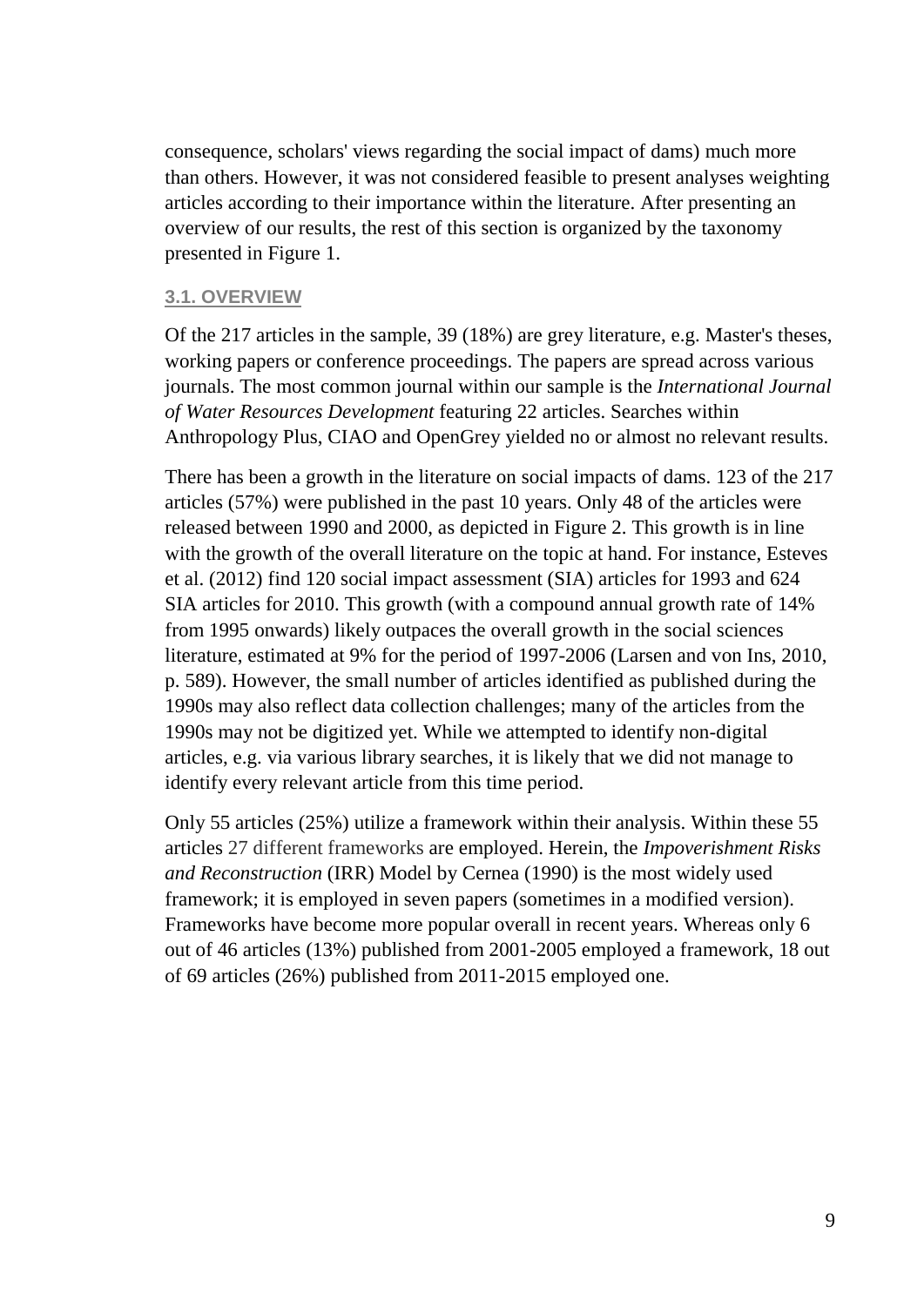consequence, scholars' views regarding the social impact of dams) much more than others. However, it was not considered feasible to present analyses weighting articles according to their importance within the literature. After presenting an overview of our results, the rest of this section is organized by the taxonomy presented in Figure 1.

### 3.1. OVERVIEW

Of the 217 articles in the sample, 39 (18%) are grey literature, e.g. Master's theses, working papers or conference proceedings. The papers are spread across various journals. The most common journal within our sample is the *International Journal of Water Resources Development* featuring 22 articles. Searches within Anthropology Plus, CIAO and OpenGrey yielded no or almost no relevant results.

There has been a growth in the literature on social impacts of dams. 123 of the 217 articles (57%) were published in the past 10 years. Only 48 of the articles were released between 1990 and 2000, as depicted in Figure 2. This growth is in line with the growth of the overall literature on the topic at hand. For instance, Esteves et al. (2012) find 120 social impact assessment (SIA) articles for 1993 and 624 SIA articles for 2010. This growth (with a compound annual growth rate of 14% from 1995 onwards) likely outpaces the overall growth in the social sciences literature, estimated at 9% for the period of 1997-2006 (Larsen and von Ins, 2010, p. 589). However, the small number of articles identified as published during the 1990s may also reflect data collection challenges; many of the articles from the 1990s may not be digitized yet. While we attempted to identify non-digital articles, e.g. via various library searches, it is likely that we did not manage to identify every relevant article from this time period.

Only 55 articles (25%) utilize a framework within their analysis. Within these 55 articles 27 different frameworks are employed. Herein, the *Impoverishment Risks and Reconstruction* (IRR) Model by Cernea (1990) is the most widely used framework; it is employed in seven papers (sometimes in a modified version). Frameworks have become more popular overall in recent years. Whereas only 6 out of 46 articles (13%) published from 2001-2005 employed a framework, 18 out of 69 articles (26%) published from 2011-2015 employed one.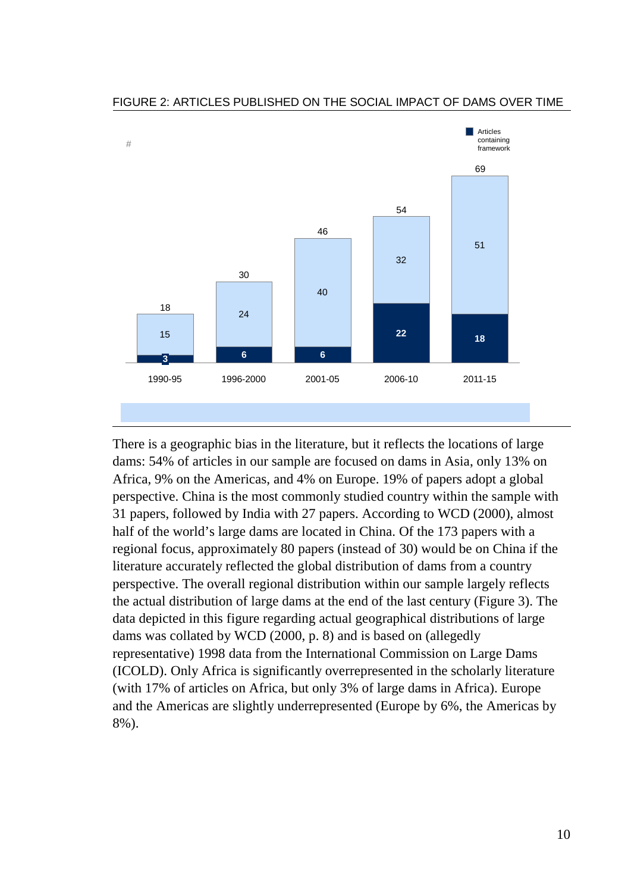FIGURE 2: ARTICLES PUBLISHED ON THE SOCIAL IMPACT OF DAMS OVER TIME

| Period | Articles containing framework | Other articles | Total (#) |
| --- | --- | --- | --- |
| 1990-95 | 3 | 15 | 18 |
| 1996-2000 | 6 | 24 | 30 |
| 2001-05 | 6 | 40 | 46 |
| 2006-10 | 22 | 32 | 54 |
| 2011-15 | 18 | 51 | 69 |

There is a geographic bias in the literature, but it reflects the locations of large dams: 54% of articles in our sample are focused on dams in Asia, only 13% on Africa, 9% on the Americas, and 4% on Europe. 19% of papers adopt a global perspective. China is the most commonly studied country within the sample with 31 papers, followed by India with 27 papers. According to WCD (2000), almost half of the world's large dams are located in China. Of the 173 papers with a regional focus, approximately 80 papers (instead of 30) would be on China if the literature accurately reflected the global distribution of dams from a country perspective. The overall regional distribution within our sample largely reflects the actual distribution of large dams at the end of the last century (Figure 3). The data depicted in this figure regarding actual geographical distributions of large dams was collated by WCD (2000, p. 8) and is based on (allegedly representative) 1998 data from the International Commission on Large Dams (ICOLD). Only Africa is significantly overrepresented in the scholarly literature (with 17% of articles on Africa, but only 3% of large dams in Africa). Europe and the Americas are slightly underrepresented (Europe by 6%, the Americas by 8%).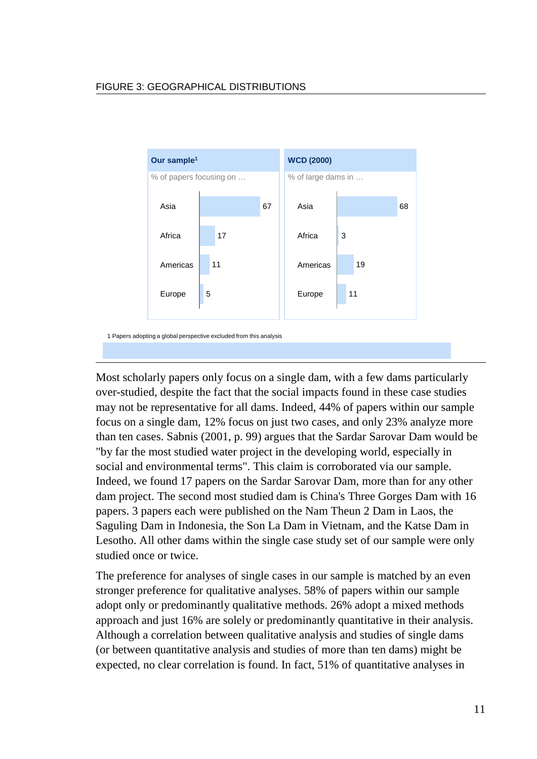FIGURE 3: GEOGRAPHICAL DISTRIBUTIONS

| | Our sample[1] | WCD (2000) |
|---|---|---|
| | % of papers focusing on … | % of large dams in … |
| Asia | 67 | 68 |
| Africa | 17 | 3 |
| Americas | 11 | 19 |
| Europe | 5 | 11 |

1 Papers adopting a global perspective excluded from this analysis

Most scholarly papers only focus on a single dam, with a few dams particularly over-studied, despite the fact that the social impacts found in these case studies may not be representative for all dams. Indeed, 44% of papers within our sample focus on a single dam, 12% focus on just two cases, and only 23% analyze more than ten cases. Sabnis (2001, p. 99) argues that the Sardar Sarovar Dam would be "by far the most studied water project in the developing world, especially in social and environmental terms". This claim is corroborated via our sample. Indeed, we found 17 papers on the Sardar Sarovar Dam, more than for any other dam project. The second most studied dam is China's Three Gorges Dam with 16 papers. 3 papers each were published on the Nam Theun 2 Dam in Laos, the Saguling Dam in Indonesia, the Son La Dam in Vietnam, and the Katse Dam in Lesotho. All other dams within the single case study set of our sample were only studied once or twice.

The preference for analyses of single cases in our sample is matched by an even stronger preference for qualitative analyses. 58% of papers within our sample adopt only or predominantly qualitative methods. 26% adopt a mixed methods approach and just 16% are solely or predominantly quantitative in their analysis. Although a correlation between qualitative analysis and studies of single dams (or between quantitative analysis and studies of more than ten dams) might be expected, no clear correlation is found. In fact, 51% of quantitative analyses in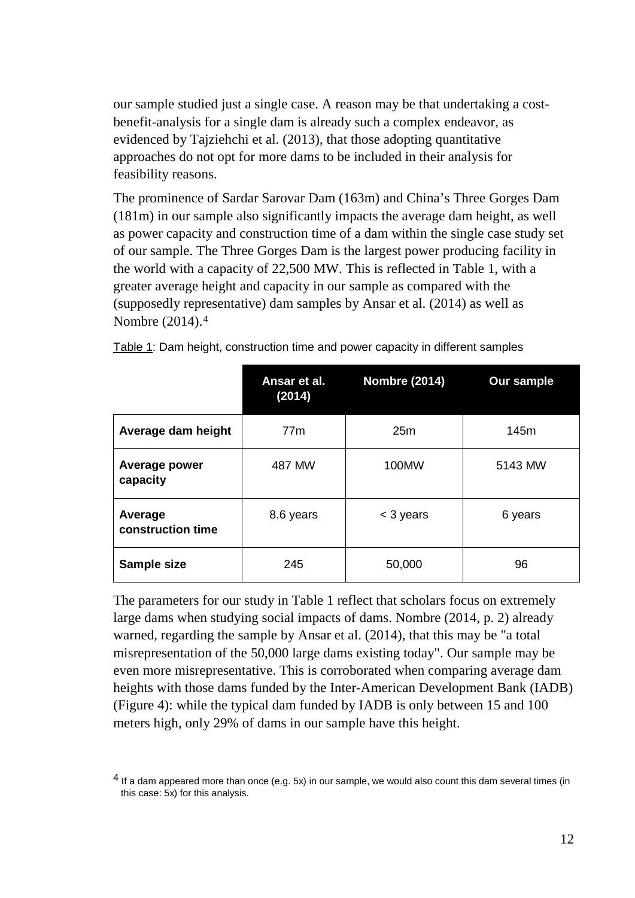our sample studied just a single case. A reason may be that undertaking a cost-benefit-analysis for a single dam is already such a complex endeavor, as evidenced by Tajziehchi et al. (2013), that those adopting quantitative approaches do not opt for more dams to be included in their analysis for feasibility reasons.

The prominence of Sardar Sarovar Dam (163m) and China's Three Gorges Dam (181m) in our sample also significantly impacts the average dam height, as well as power capacity and construction time of a dam within the single case study set of our sample. The Three Gorges Dam is the largest power producing facility in the world with a capacity of 22,500 MW. This is reflected in Table 1, with a greater average height and capacity in our sample as compared with the (supposedly representative) dam samples by Ansar et al. (2014) as well as Nombre (2014).[4]

Table 1: Dam height, construction time and power capacity in different samples

| | Ansar et al. (2014) | Nombre (2014) | Our sample |
|---|---|---|---|
| **Average dam height** | 77m | 25m | 145m |
| **Average power capacity** | 487 MW | 100MW | 5143 MW |
| **Average construction time** | 8.6 years | < 3 years | 6 years |
| **Sample size** | 245 | 50,000 | 96 |

The parameters for our study in Table 1 reflect that scholars focus on extremely large dams when studying social impacts of dams. Nombre (2014, p. 2) already warned, regarding the sample by Ansar et al. (2014), that this may be "a total misrepresentation of the 50,000 large dams existing today". Our sample may be even more misrepresentative. This is corroborated when comparing average dam heights with those dams funded by the Inter-American Development Bank (IADB) (Figure 4): while the typical dam funded by IADB is only between 15 and 100 meters high, only 29% of dams in our sample have this height.

[4] If a dam appeared more than once (e.g. 5x) in our sample, we would also count this dam several times (in this case: 5x) for this analysis.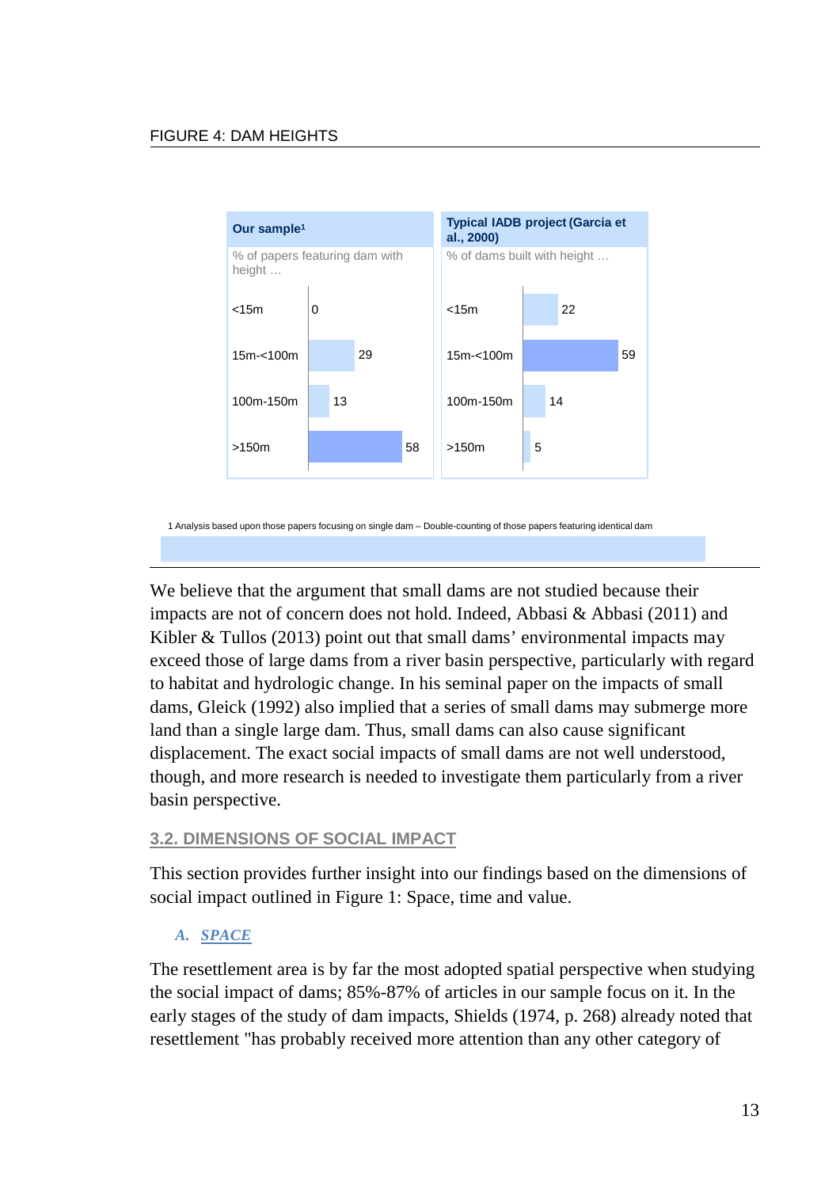FIGURE 4: DAM HEIGHTS

| Height | Our sample[1] (% of papers featuring dam with height …) | Typical IADB project (Garcia et al., 2000) (% of dams built with height …) |
|---|---|---|
| <15m | 0 | 22 |
| 15m-<100m | 29 | 59 |
| 100m-150m | 13 | 14 |
| >150m | 58 | 5 |

1 Analysis based upon those papers focusing on single dam – Double-counting of those papers featuring identical dam

We believe that the argument that small dams are not studied because their impacts are not of concern does not hold. Indeed, Abbasi & Abbasi (2011) and Kibler & Tullos (2013) point out that small dams' environmental impacts may exceed those of large dams from a river basin perspective, particularly with regard to habitat and hydrologic change. In his seminal paper on the impacts of small dams, Gleick (1992) also implied that a series of small dams may submerge more land than a single large dam. Thus, small dams can also cause significant displacement. The exact social impacts of small dams are not well understood, though, and more research is needed to investigate them particularly from a river basin perspective.

## 3.2. DIMENSIONS OF SOCIAL IMPACT

This section provides further insight into our findings based on the dimensions of social impact outlined in Figure 1: Space, time and value.

### *A. SPACE*

The resettlement area is by far the most adopted spatial perspective when studying the social impact of dams; 85%-87% of articles in our sample focus on it. In the early stages of the study of dam impacts, Shields (1974, p. 268) already noted that resettlement "has probably received more attention than any other category of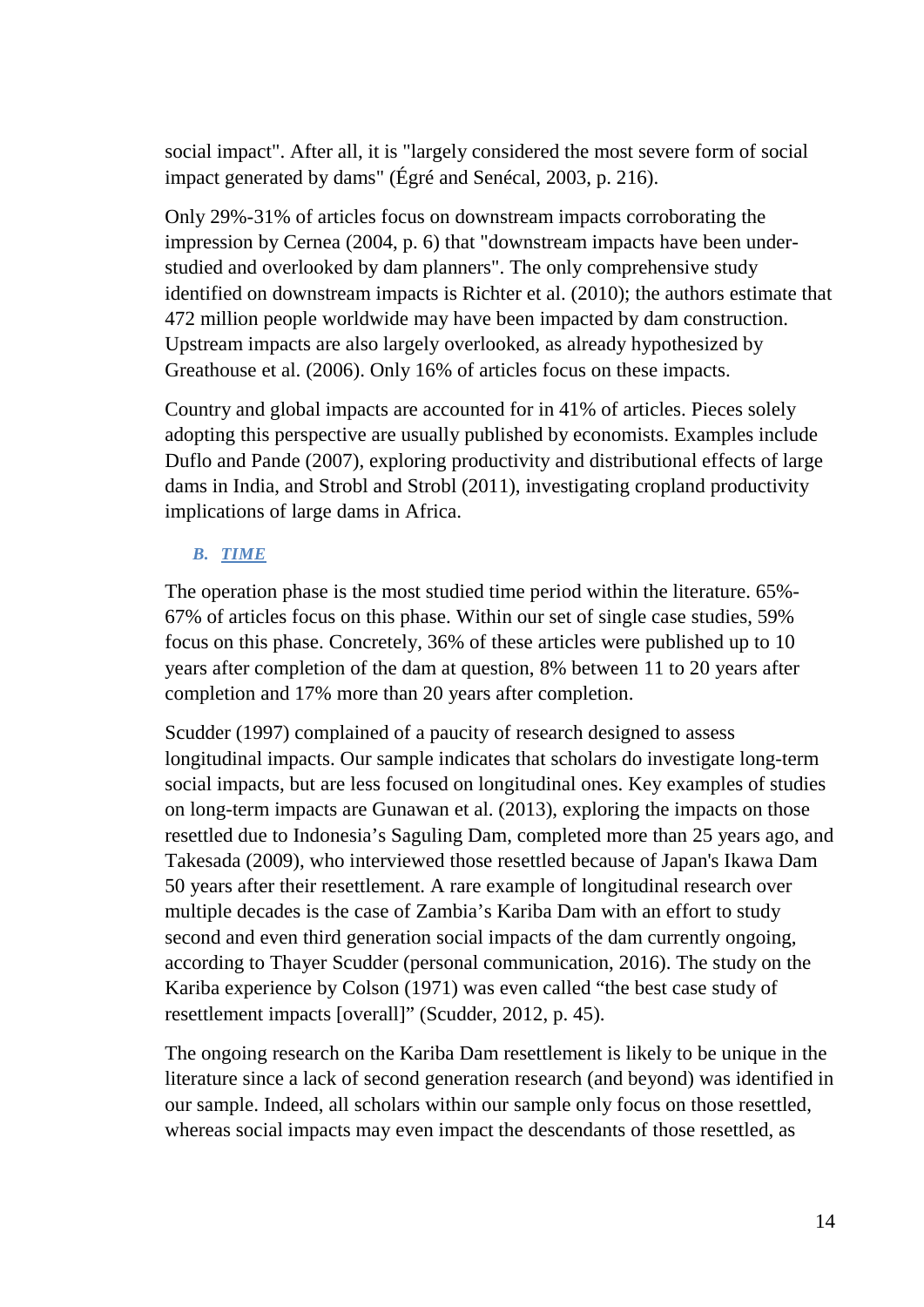social impact". After all, it is "largely considered the most severe form of social impact generated by dams" (Égré and Senécal, 2003, p. 216).

Only 29%-31% of articles focus on downstream impacts corroborating the impression by Cernea (2004, p. 6) that "downstream impacts have been under-studied and overlooked by dam planners". The only comprehensive study identified on downstream impacts is Richter et al. (2010); the authors estimate that 472 million people worldwide may have been impacted by dam construction. Upstream impacts are also largely overlooked, as already hypothesized by Greathouse et al. (2006). Only 16% of articles focus on these impacts.

Country and global impacts are accounted for in 41% of articles. Pieces solely adopting this perspective are usually published by economists. Examples include Duflo and Pande (2007), exploring productivity and distributional effects of large dams in India, and Strobl and Strobl (2011), investigating cropland productivity implications of large dams in Africa.

### B. TIME

The operation phase is the most studied time period within the literature. 65%-67% of articles focus on this phase. Within our set of single case studies, 59% focus on this phase. Concretely, 36% of these articles were published up to 10 years after completion of the dam at question, 8% between 11 to 20 years after completion and 17% more than 20 years after completion.

Scudder (1997) complained of a paucity of research designed to assess longitudinal impacts. Our sample indicates that scholars do investigate long-term social impacts, but are less focused on longitudinal ones. Key examples of studies on long-term impacts are Gunawan et al. (2013), exploring the impacts on those resettled due to Indonesia's Saguling Dam, completed more than 25 years ago, and Takesada (2009), who interviewed those resettled because of Japan's Ikawa Dam 50 years after their resettlement. A rare example of longitudinal research over multiple decades is the case of Zambia's Kariba Dam with an effort to study second and even third generation social impacts of the dam currently ongoing, according to Thayer Scudder (personal communication, 2016). The study on the Kariba experience by Colson (1971) was even called "the best case study of resettlement impacts [overall]" (Scudder, 2012, p. 45).

The ongoing research on the Kariba Dam resettlement is likely to be unique in the literature since a lack of second generation research (and beyond) was identified in our sample. Indeed, all scholars within our sample only focus on those resettled, whereas social impacts may even impact the descendants of those resettled, as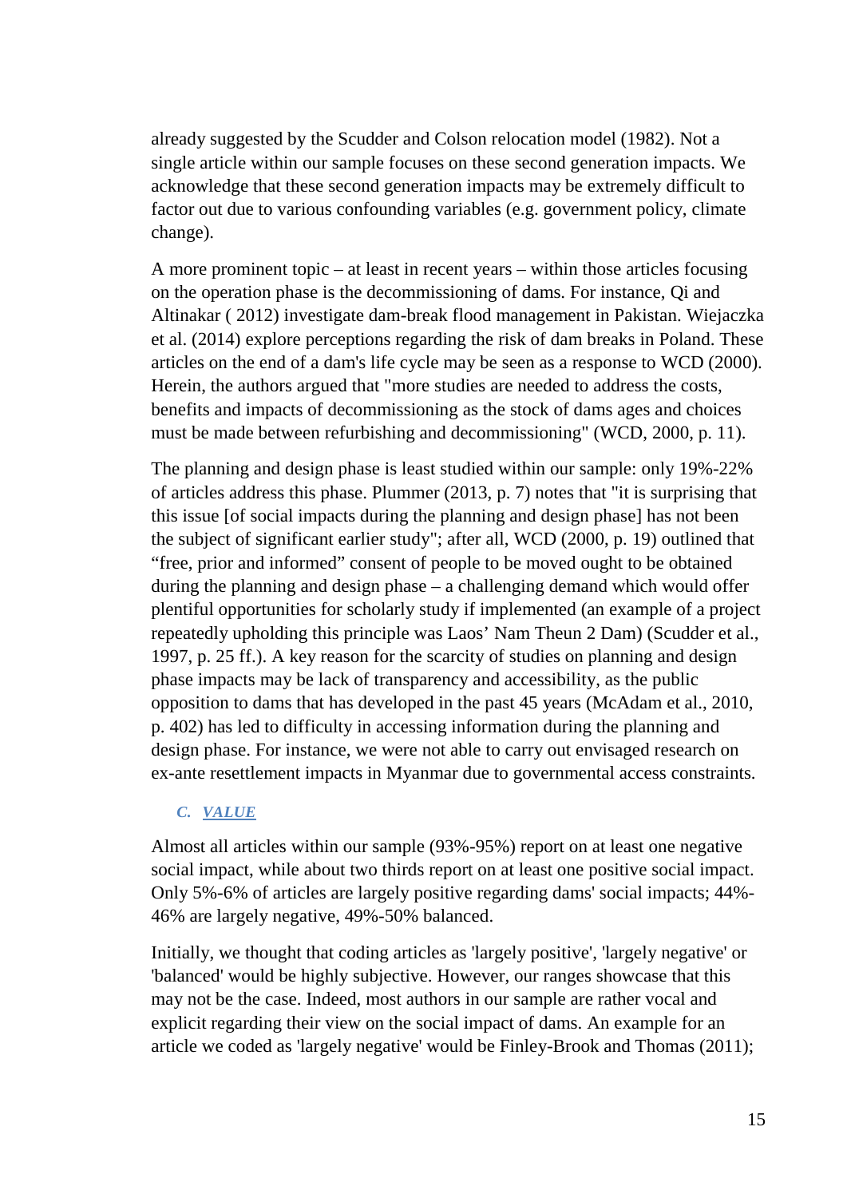already suggested by the Scudder and Colson relocation model (1982). Not a single article within our sample focuses on these second generation impacts. We acknowledge that these second generation impacts may be extremely difficult to factor out due to various confounding variables (e.g. government policy, climate change).

A more prominent topic – at least in recent years – within those articles focusing on the operation phase is the decommissioning of dams. For instance, Qi and Altinakar ( 2012) investigate dam-break flood management in Pakistan. Wiejaczka et al. (2014) explore perceptions regarding the risk of dam breaks in Poland. These articles on the end of a dam's life cycle may be seen as a response to WCD (2000). Herein, the authors argued that "more studies are needed to address the costs, benefits and impacts of decommissioning as the stock of dams ages and choices must be made between refurbishing and decommissioning" (WCD, 2000, p. 11).

The planning and design phase is least studied within our sample: only 19%-22% of articles address this phase. Plummer (2013, p. 7) notes that "it is surprising that this issue [of social impacts during the planning and design phase] has not been the subject of significant earlier study"; after all, WCD (2000, p. 19) outlined that "free, prior and informed" consent of people to be moved ought to be obtained during the planning and design phase – a challenging demand which would offer plentiful opportunities for scholarly study if implemented (an example of a project repeatedly upholding this principle was Laos' Nam Theun 2 Dam) (Scudder et al., 1997, p. 25 ff.). A key reason for the scarcity of studies on planning and design phase impacts may be lack of transparency and accessibility, as the public opposition to dams that has developed in the past 45 years (McAdam et al., 2010, p. 402) has led to difficulty in accessing information during the planning and design phase. For instance, we were not able to carry out envisaged research on ex-ante resettlement impacts in Myanmar due to governmental access constraints.

### *C. VALUE*

Almost all articles within our sample (93%-95%) report on at least one negative social impact, while about two thirds report on at least one positive social impact. Only 5%-6% of articles are largely positive regarding dams' social impacts; 44%-46% are largely negative, 49%-50% balanced.

Initially, we thought that coding articles as 'largely positive', 'largely negative' or 'balanced' would be highly subjective. However, our ranges showcase that this may not be the case. Indeed, most authors in our sample are rather vocal and explicit regarding their view on the social impact of dams. An example for an article we coded as 'largely negative' would be Finley-Brook and Thomas (2011);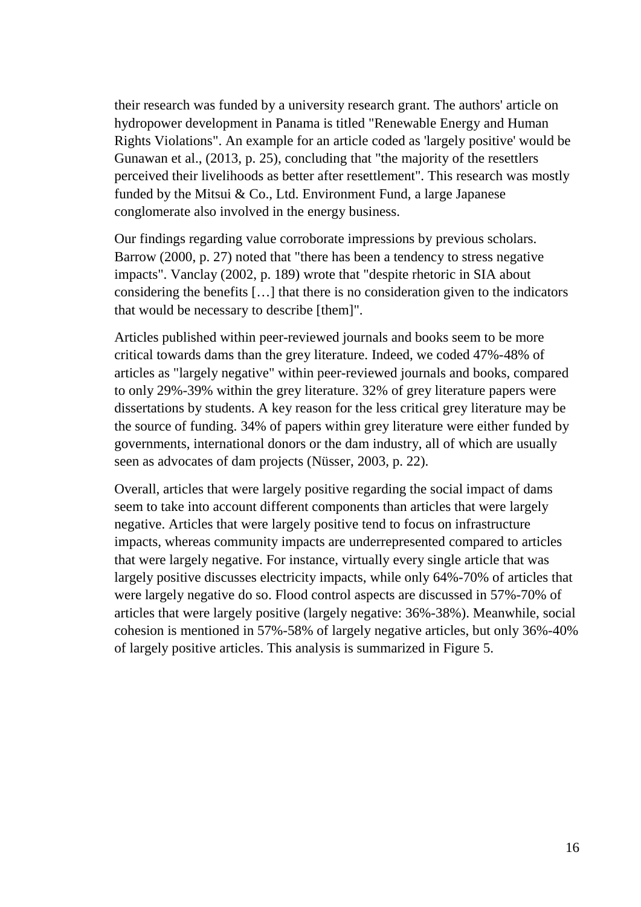their research was funded by a university research grant. The authors' article on hydropower development in Panama is titled "Renewable Energy and Human Rights Violations". An example for an article coded as 'largely positive' would be Gunawan et al., (2013, p. 25), concluding that "the majority of the resettlers perceived their livelihoods as better after resettlement". This research was mostly funded by the Mitsui & Co., Ltd. Environment Fund, a large Japanese conglomerate also involved in the energy business.

Our findings regarding value corroborate impressions by previous scholars. Barrow (2000, p. 27) noted that "there has been a tendency to stress negative impacts". Vanclay (2002, p. 189) wrote that "despite rhetoric in SIA about considering the benefits […] that there is no consideration given to the indicators that would be necessary to describe [them]".

Articles published within peer-reviewed journals and books seem to be more critical towards dams than the grey literature. Indeed, we coded 47%-48% of articles as "largely negative" within peer-reviewed journals and books, compared to only 29%-39% within the grey literature. 32% of grey literature papers were dissertations by students. A key reason for the less critical grey literature may be the source of funding. 34% of papers within grey literature were either funded by governments, international donors or the dam industry, all of which are usually seen as advocates of dam projects (Nüsser, 2003, p. 22).

Overall, articles that were largely positive regarding the social impact of dams seem to take into account different components than articles that were largely negative. Articles that were largely positive tend to focus on infrastructure impacts, whereas community impacts are underrepresented compared to articles that were largely negative. For instance, virtually every single article that was largely positive discusses electricity impacts, while only 64%-70% of articles that were largely negative do so. Flood control aspects are discussed in 57%-70% of articles that were largely positive (largely negative: 36%-38%). Meanwhile, social cohesion is mentioned in 57%-58% of largely negative articles, but only 36%-40% of largely positive articles. This analysis is summarized in Figure 5.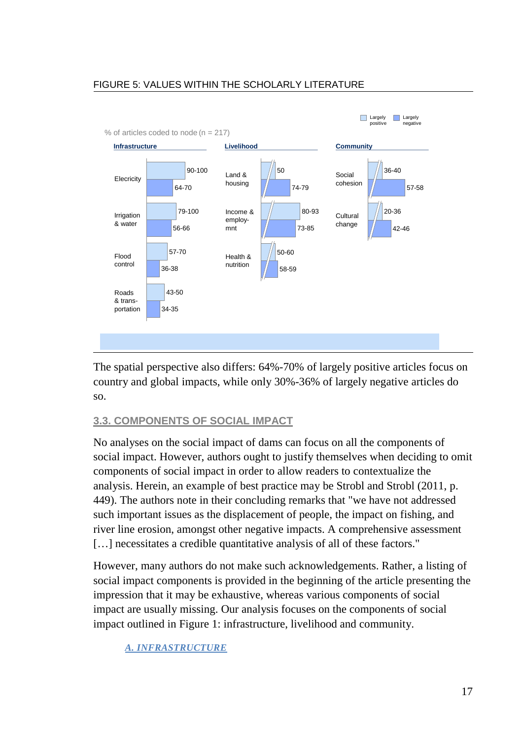FIGURE 5: VALUES WITHIN THE SCHOLARLY LITERATURE

% of articles coded to node (n = 217)

| Category | Node | Largely positive | Largely negative |
|---|---|---|---|
| Infrastructure | Electricity | 90-100 | 64-70 |
| Infrastructure | Irrigation & water | 79-100 | 56-66 |
| Infrastructure | Flood control | 57-70 | 36-38 |
| Infrastructure | Roads & trans-portation | 43-50 | 34-35 |
| Livelihood | Land & housing | 50 | 74-79 |
| Livelihood | Income & employ-mnt | 80-93 | 73-85 |
| Livelihood | Health & nutrition | 50-60 | 58-59 |
| Community | Social cohesion | 36-40 | 57-58 |
| Community | Cultural change | 20-36 | 42-46 |

The spatial perspective also differs: 64%-70% of largely positive articles focus on country and global impacts, while only 30%-36% of largely negative articles do so.

### 3.3. COMPONENTS OF SOCIAL IMPACT

No analyses on the social impact of dams can focus on all the components of social impact. However, authors ought to justify themselves when deciding to omit components of social impact in order to allow readers to contextualize the analysis. Herein, an example of best practice may be Strobl and Strobl (2011, p. 449). The authors note in their concluding remarks that "we have not addressed such important issues as the displacement of people, the impact on fishing, and river line erosion, amongst other negative impacts. A comprehensive assessment […] necessitates a credible quantitative analysis of all of these factors."

However, many authors do not make such acknowledgements. Rather, a listing of social impact components is provided in the beginning of the article presenting the impression that it may be exhaustive, whereas various components of social impact are usually missing. Our analysis focuses on the components of social impact outlined in Figure 1: infrastructure, livelihood and community.

#### *A. INFRASTRUCTURE*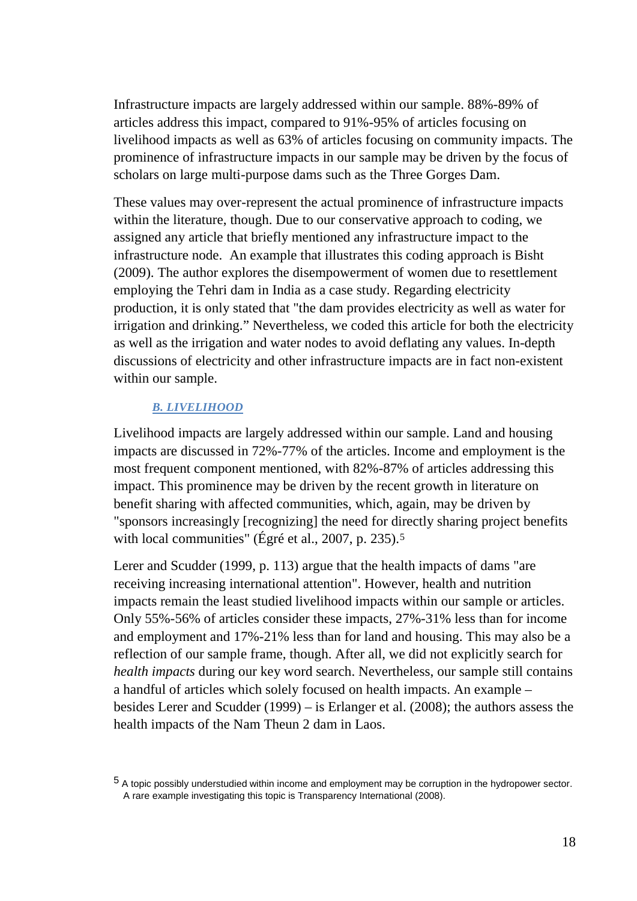Infrastructure impacts are largely addressed within our sample. 88%-89% of articles address this impact, compared to 91%-95% of articles focusing on livelihood impacts as well as 63% of articles focusing on community impacts. The prominence of infrastructure impacts in our sample may be driven by the focus of scholars on large multi-purpose dams such as the Three Gorges Dam.

These values may over-represent the actual prominence of infrastructure impacts within the literature, though. Due to our conservative approach to coding, we assigned any article that briefly mentioned any infrastructure impact to the infrastructure node. An example that illustrates this coding approach is Bisht (2009). The author explores the disempowerment of women due to resettlement employing the Tehri dam in India as a case study. Regarding electricity production, it is only stated that "the dam provides electricity as well as water for irrigation and drinking." Nevertheless, we coded this article for both the electricity as well as the irrigation and water nodes to avoid deflating any values. In-depth discussions of electricity and other infrastructure impacts are in fact non-existent within our sample.

### *B. LIVELIHOOD*

Livelihood impacts are largely addressed within our sample. Land and housing impacts are discussed in 72%-77% of the articles. Income and employment is the most frequent component mentioned, with 82%-87% of articles addressing this impact. This prominence may be driven by the recent growth in literature on benefit sharing with affected communities, which, again, may be driven by "sponsors increasingly [recognizing] the need for directly sharing project benefits with local communities" (Égré et al., 2007, p. 235).[5]

Lerer and Scudder (1999, p. 113) argue that the health impacts of dams "are receiving increasing international attention". However, health and nutrition impacts remain the least studied livelihood impacts within our sample or articles. Only 55%-56% of articles consider these impacts, 27%-31% less than for income and employment and 17%-21% less than for land and housing. This may also be a reflection of our sample frame, though. After all, we did not explicitly search for *health impacts* during our key word search. Nevertheless, our sample still contains a handful of articles which solely focused on health impacts. An example – besides Lerer and Scudder (1999) – is Erlanger et al. (2008); the authors assess the health impacts of the Nam Theun 2 dam in Laos.

[5] A topic possibly understudied within income and employment may be corruption in the hydropower sector. A rare example investigating this topic is Transparency International (2008).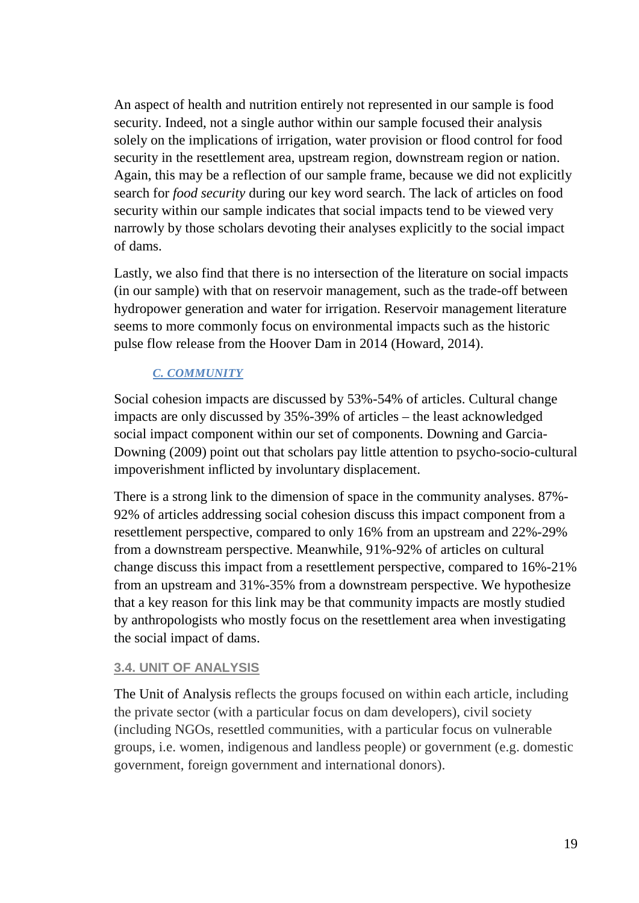An aspect of health and nutrition entirely not represented in our sample is food security. Indeed, not a single author within our sample focused their analysis solely on the implications of irrigation, water provision or flood control for food security in the resettlement area, upstream region, downstream region or nation. Again, this may be a reflection of our sample frame, because we did not explicitly search for *food security* during our key word search. The lack of articles on food security within our sample indicates that social impacts tend to be viewed very narrowly by those scholars devoting their analyses explicitly to the social impact of dams.

Lastly, we also find that there is no intersection of the literature on social impacts (in our sample) with that on reservoir management, such as the trade-off between hydropower generation and water for irrigation. Reservoir management literature seems to more commonly focus on environmental impacts such as the historic pulse flow release from the Hoover Dam in 2014 (Howard, 2014).

#### *C. COMMUNITY*

Social cohesion impacts are discussed by 53%-54% of articles. Cultural change impacts are only discussed by 35%-39% of articles – the least acknowledged social impact component within our set of components. Downing and Garcia-Downing (2009) point out that scholars pay little attention to psycho-socio-cultural impoverishment inflicted by involuntary displacement.

There is a strong link to the dimension of space in the community analyses. 87%-92% of articles addressing social cohesion discuss this impact component from a resettlement perspective, compared to only 16% from an upstream and 22%-29% from a downstream perspective. Meanwhile, 91%-92% of articles on cultural change discuss this impact from a resettlement perspective, compared to 16%-21% from an upstream and 31%-35% from a downstream perspective. We hypothesize that a key reason for this link may be that community impacts are mostly studied by anthropologists who mostly focus on the resettlement area when investigating the social impact of dams.

### 3.4. UNIT OF ANALYSIS

The Unit of Analysis reflects the groups focused on within each article, including the private sector (with a particular focus on dam developers), civil society (including NGOs, resettled communities, with a particular focus on vulnerable groups, i.e. women, indigenous and landless people) or government (e.g. domestic government, foreign government and international donors).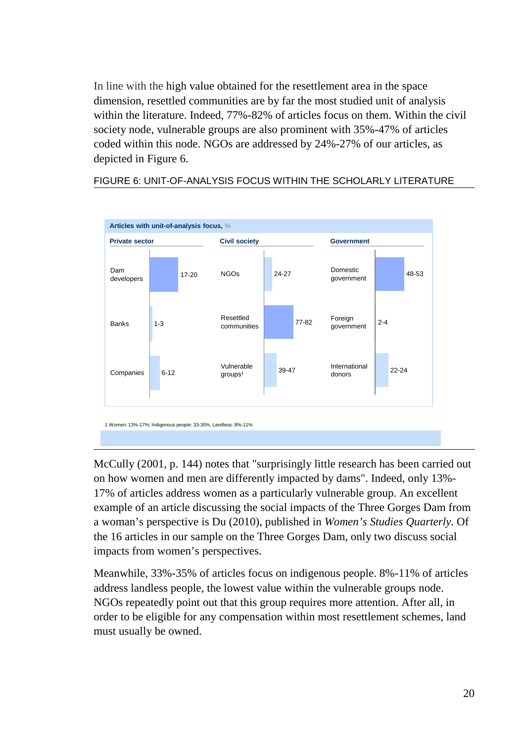In line with the high value obtained for the resettlement area in the space dimension, resettled communities are by far the most studied unit of analysis within the literature. Indeed, 77%-82% of articles focus on them. Within the civil society node, vulnerable groups are also prominent with 35%-47% of articles coded within this node. NGOs are addressed by 24%-27% of our articles, as depicted in Figure 6.

FIGURE 6: UNIT-OF-ANALYSIS FOCUS WITHIN THE SCHOLARLY LITERATURE

**Articles with unit-of-analysis focus,** %

| Private sector | | Civil society | | Government | |
|---|---|---|---|---|---|
| Dam developers | 17-20 | NGOs | 24-27 | Domestic government | 48-53 |
| Banks | 1-3 | Resettled communities | 77-82 | Foreign government | 2-4 |
| Companies | 6-12 | Vulnerable groups[1] | 39-47 | International donors | 22-24 |

1 Women: 13%-17%; Indigenous people: 33-35%, Landless: 8%-11%

McCully (2001, p. 144) notes that "surprisingly little research has been carried out on how women and men are differently impacted by dams". Indeed, only 13%-17% of articles address women as a particularly vulnerable group. An excellent example of an article discussing the social impacts of the Three Gorges Dam from a woman's perspective is Du (2010), published in *Women's Studies Quarterly*. Of the 16 articles in our sample on the Three Gorges Dam, only two discuss social impacts from women's perspectives.

Meanwhile, 33%-35% of articles focus on indigenous people. 8%-11% of articles address landless people, the lowest value within the vulnerable groups node. NGOs repeatedly point out that this group requires more attention. After all, in order to be eligible for any compensation within most resettlement schemes, land must usually be owned.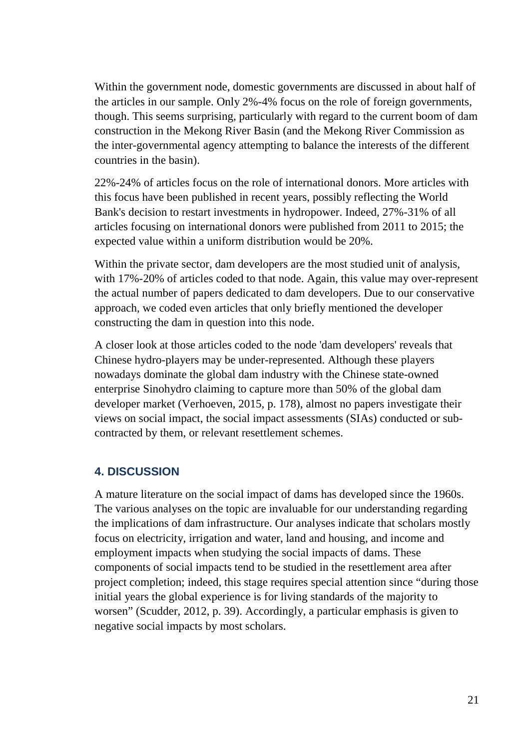Within the government node, domestic governments are discussed in about half of the articles in our sample. Only 2%-4% focus on the role of foreign governments, though. This seems surprising, particularly with regard to the current boom of dam construction in the Mekong River Basin (and the Mekong River Commission as the inter-governmental agency attempting to balance the interests of the different countries in the basin).

22%-24% of articles focus on the role of international donors. More articles with this focus have been published in recent years, possibly reflecting the World Bank's decision to restart investments in hydropower. Indeed, 27%-31% of all articles focusing on international donors were published from 2011 to 2015; the expected value within a uniform distribution would be 20%.

Within the private sector, dam developers are the most studied unit of analysis, with 17%-20% of articles coded to that node. Again, this value may over-represent the actual number of papers dedicated to dam developers. Due to our conservative approach, we coded even articles that only briefly mentioned the developer constructing the dam in question into this node.

A closer look at those articles coded to the node 'dam developers' reveals that Chinese hydro-players may be under-represented. Although these players nowadays dominate the global dam industry with the Chinese state-owned enterprise Sinohydro claiming to capture more than 50% of the global dam developer market (Verhoeven, 2015, p. 178), almost no papers investigate their views on social impact, the social impact assessments (SIAs) conducted or sub-contracted by them, or relevant resettlement schemes.

## 4. DISCUSSION

A mature literature on the social impact of dams has developed since the 1960s. The various analyses on the topic are invaluable for our understanding regarding the implications of dam infrastructure. Our analyses indicate that scholars mostly focus on electricity, irrigation and water, land and housing, and income and employment impacts when studying the social impacts of dams. These components of social impacts tend to be studied in the resettlement area after project completion; indeed, this stage requires special attention since "during those initial years the global experience is for living standards of the majority to worsen" (Scudder, 2012, p. 39). Accordingly, a particular emphasis is given to negative social impacts by most scholars.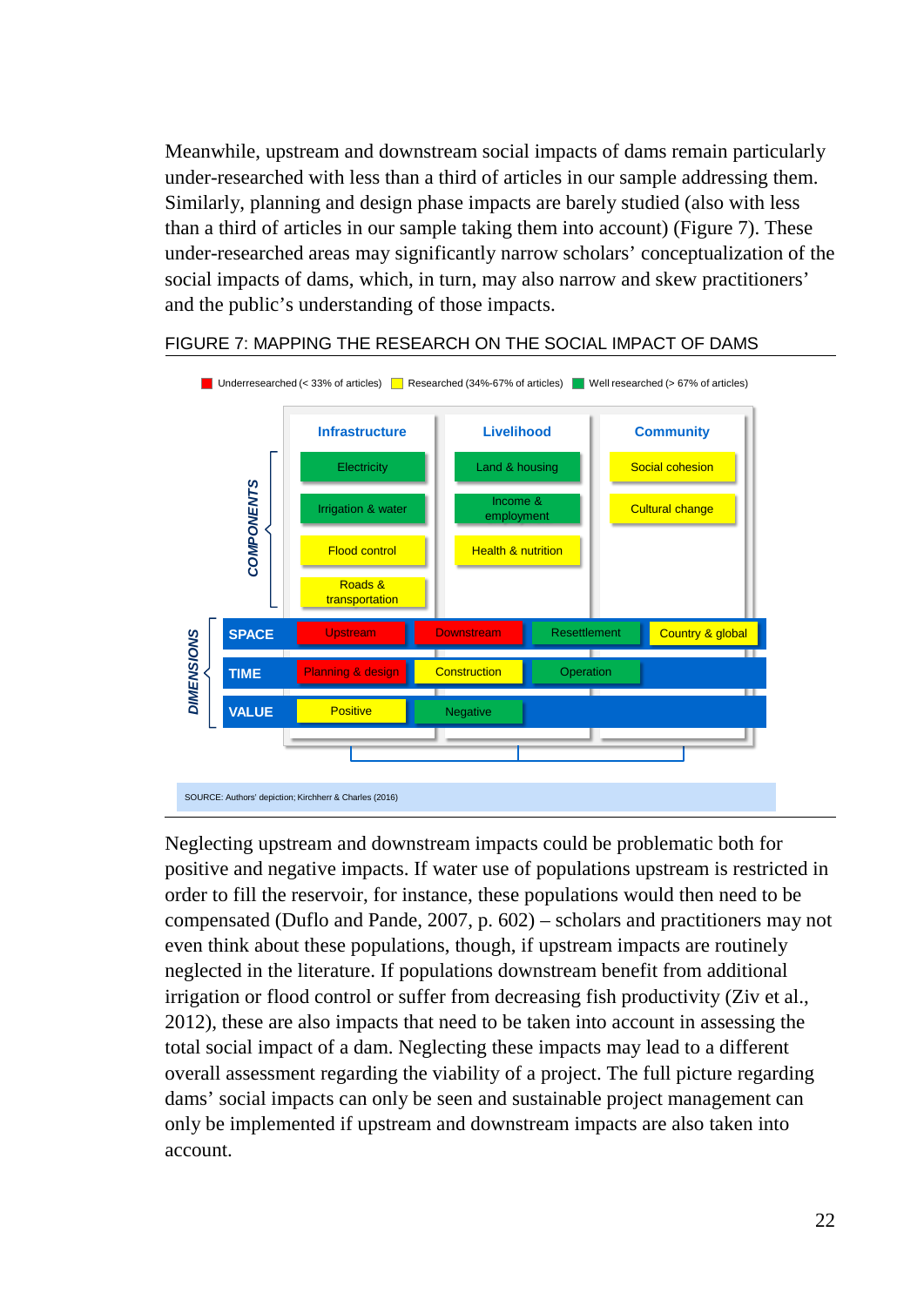Meanwhile, upstream and downstream social impacts of dams remain particularly under-researched with less than a third of articles in our sample addressing them. Similarly, planning and design phase impacts are barely studied (also with less than a third of articles in our sample taking them into account) (Figure 7). These under-researched areas may significantly narrow scholars' conceptualization of the social impacts of dams, which, in turn, may also narrow and skew practitioners' and the public's understanding of those impacts.

FIGURE 7: MAPPING THE RESEARCH ON THE SOCIAL IMPACT OF DAMS

Legend: Underresearched (< 33% of articles) (red); Researched (34%-67% of articles) (yellow); Well researched (> 67% of articles) (green)

COMPONENTS

| Infrastructure | Livelihood | Community |
|---|---|---|
| Electricity (well researched) | Land & housing (well researched) | Social cohesion (researched) |
| Irrigation & water (well researched) | Income & employment (well researched) | Cultural change (researched) |
| Flood control (researched) | Health & nutrition (researched) | |
| Roads & transportation (researched) | | |

DIMENSIONS

| Dimension | | | | |
|---|---|---|---|---|
| SPACE | Upstream (underresearched) | Downstream (underresearched) | Resettlement (well researched) | Country & global (researched) |
| TIME | Planning & design (underresearched) | Construction (researched) | Operation (well researched) | |
| VALUE | Positive (researched) | Negative (well researched) | | |

SOURCE: Authors' depiction; Kirchherr & Charles (2016)

Neglecting upstream and downstream impacts could be problematic both for positive and negative impacts. If water use of populations upstream is restricted in order to fill the reservoir, for instance, these populations would then need to be compensated (Duflo and Pande, 2007, p. 602) – scholars and practitioners may not even think about these populations, though, if upstream impacts are routinely neglected in the literature. If populations downstream benefit from additional irrigation or flood control or suffer from decreasing fish productivity (Ziv et al., 2012), these are also impacts that need to be taken into account in assessing the total social impact of a dam. Neglecting these impacts may lead to a different overall assessment regarding the viability of a project. The full picture regarding dams' social impacts can only be seen and sustainable project management can only be implemented if upstream and downstream impacts are also taken into account.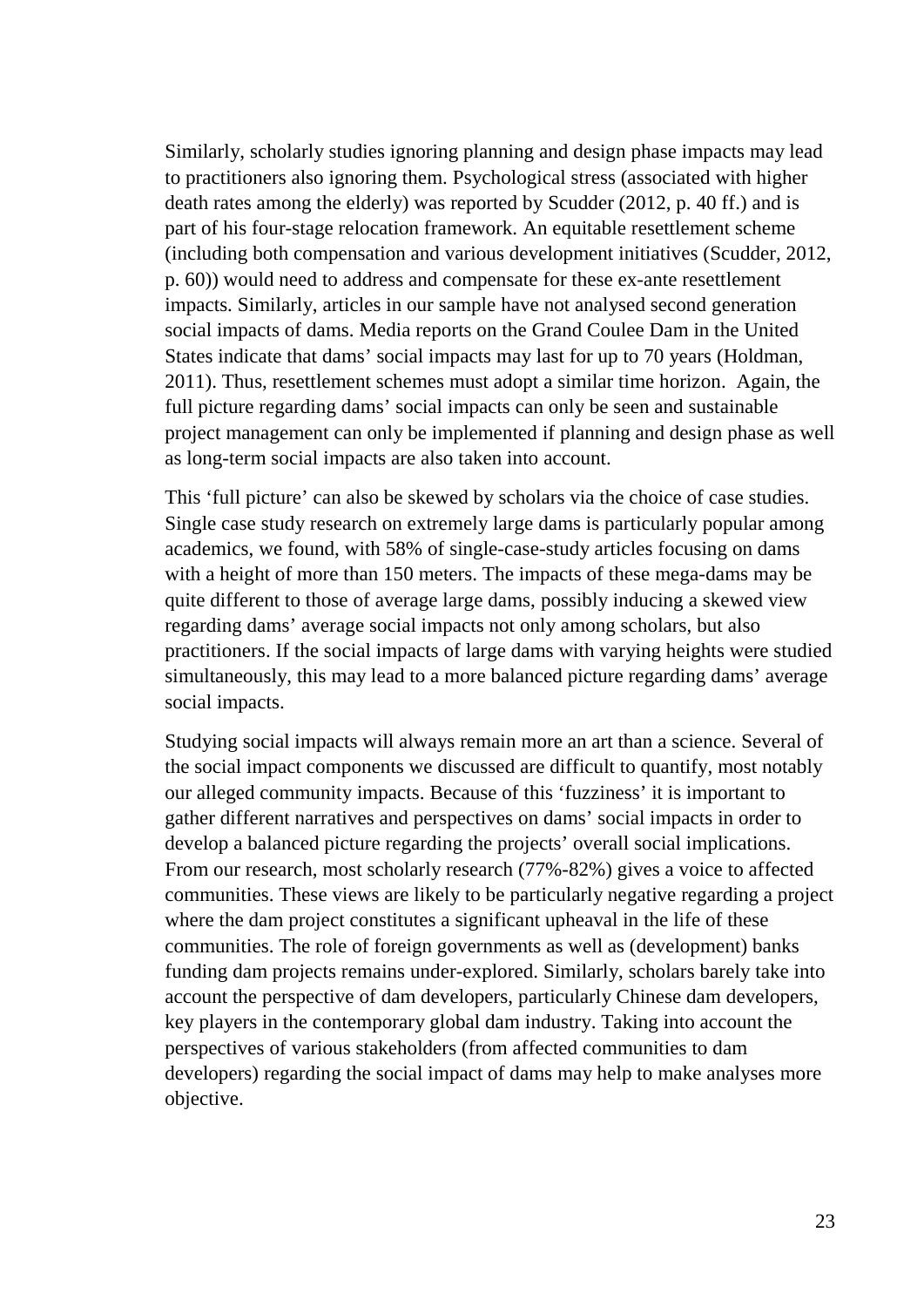Similarly, scholarly studies ignoring planning and design phase impacts may lead to practitioners also ignoring them. Psychological stress (associated with higher death rates among the elderly) was reported by Scudder (2012, p. 40 ff.) and is part of his four-stage relocation framework. An equitable resettlement scheme (including both compensation and various development initiatives (Scudder, 2012, p. 60)) would need to address and compensate for these ex-ante resettlement impacts. Similarly, articles in our sample have not analysed second generation social impacts of dams. Media reports on the Grand Coulee Dam in the United States indicate that dams' social impacts may last for up to 70 years (Holdman, 2011). Thus, resettlement schemes must adopt a similar time horizon. Again, the full picture regarding dams' social impacts can only be seen and sustainable project management can only be implemented if planning and design phase as well as long-term social impacts are also taken into account.

This 'full picture' can also be skewed by scholars via the choice of case studies. Single case study research on extremely large dams is particularly popular among academics, we found, with 58% of single-case-study articles focusing on dams with a height of more than 150 meters. The impacts of these mega-dams may be quite different to those of average large dams, possibly inducing a skewed view regarding dams' average social impacts not only among scholars, but also practitioners. If the social impacts of large dams with varying heights were studied simultaneously, this may lead to a more balanced picture regarding dams' average social impacts.

Studying social impacts will always remain more an art than a science. Several of the social impact components we discussed are difficult to quantify, most notably our alleged community impacts. Because of this 'fuzziness' it is important to gather different narratives and perspectives on dams' social impacts in order to develop a balanced picture regarding the projects' overall social implications. From our research, most scholarly research (77%-82%) gives a voice to affected communities. These views are likely to be particularly negative regarding a project where the dam project constitutes a significant upheaval in the life of these communities. The role of foreign governments as well as (development) banks funding dam projects remains under-explored. Similarly, scholars barely take into account the perspective of dam developers, particularly Chinese dam developers, key players in the contemporary global dam industry. Taking into account the perspectives of various stakeholders (from affected communities to dam developers) regarding the social impact of dams may help to make analyses more objective.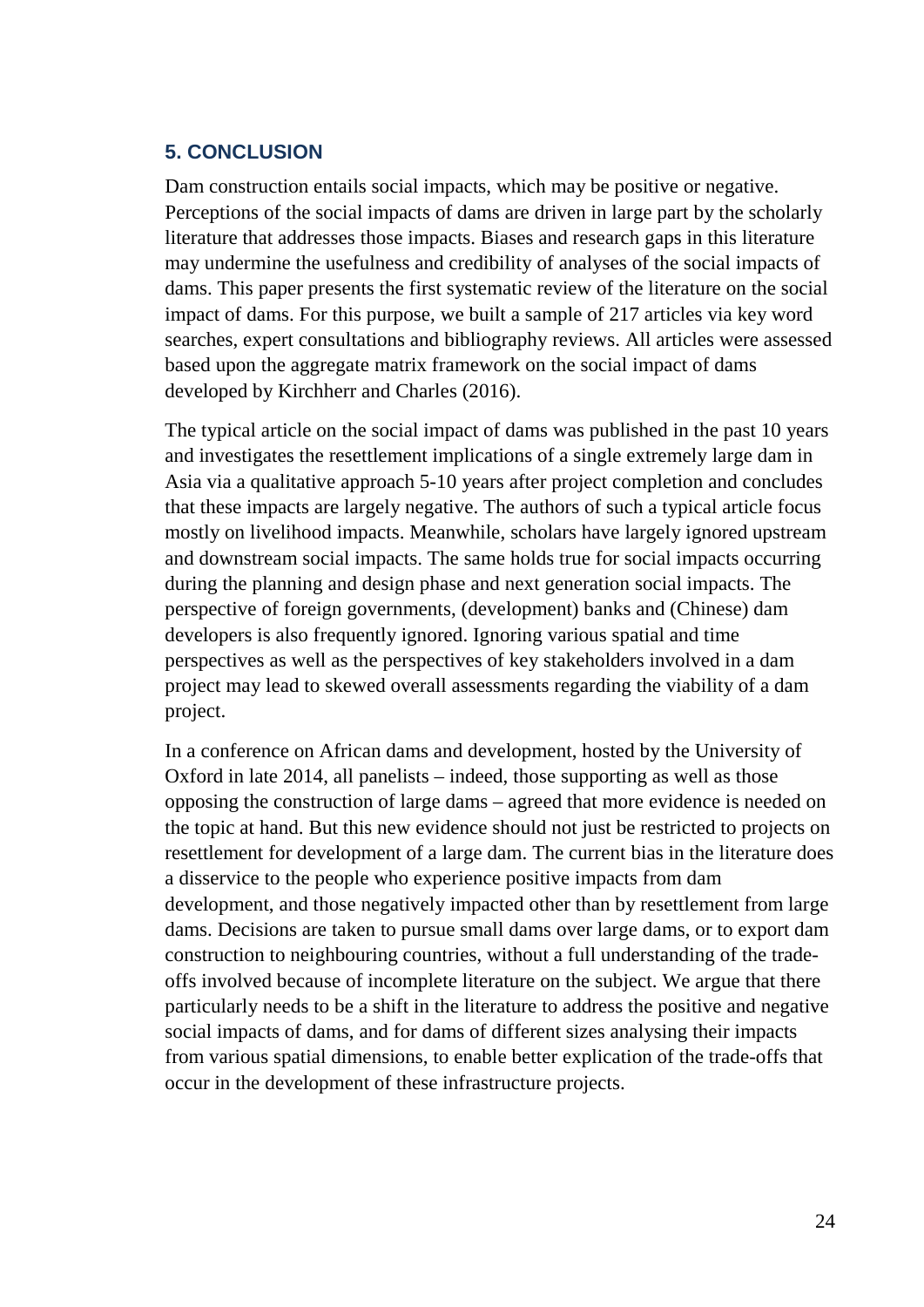## 5. CONCLUSION

Dam construction entails social impacts, which may be positive or negative. Perceptions of the social impacts of dams are driven in large part by the scholarly literature that addresses those impacts. Biases and research gaps in this literature may undermine the usefulness and credibility of analyses of the social impacts of dams. This paper presents the first systematic review of the literature on the social impact of dams. For this purpose, we built a sample of 217 articles via key word searches, expert consultations and bibliography reviews. All articles were assessed based upon the aggregate matrix framework on the social impact of dams developed by Kirchherr and Charles (2016).

The typical article on the social impact of dams was published in the past 10 years and investigates the resettlement implications of a single extremely large dam in Asia via a qualitative approach 5-10 years after project completion and concludes that these impacts are largely negative. The authors of such a typical article focus mostly on livelihood impacts. Meanwhile, scholars have largely ignored upstream and downstream social impacts. The same holds true for social impacts occurring during the planning and design phase and next generation social impacts. The perspective of foreign governments, (development) banks and (Chinese) dam developers is also frequently ignored. Ignoring various spatial and time perspectives as well as the perspectives of key stakeholders involved in a dam project may lead to skewed overall assessments regarding the viability of a dam project.

In a conference on African dams and development, hosted by the University of Oxford in late 2014, all panelists – indeed, those supporting as well as those opposing the construction of large dams – agreed that more evidence is needed on the topic at hand. But this new evidence should not just be restricted to projects on resettlement for development of a large dam. The current bias in the literature does a disservice to the people who experience positive impacts from dam development, and those negatively impacted other than by resettlement from large dams. Decisions are taken to pursue small dams over large dams, or to export dam construction to neighbouring countries, without a full understanding of the trade-offs involved because of incomplete literature on the subject. We argue that there particularly needs to be a shift in the literature to address the positive and negative social impacts of dams, and for dams of different sizes analysing their impacts from various spatial dimensions, to enable better explication of the trade-offs that occur in the development of these infrastructure projects.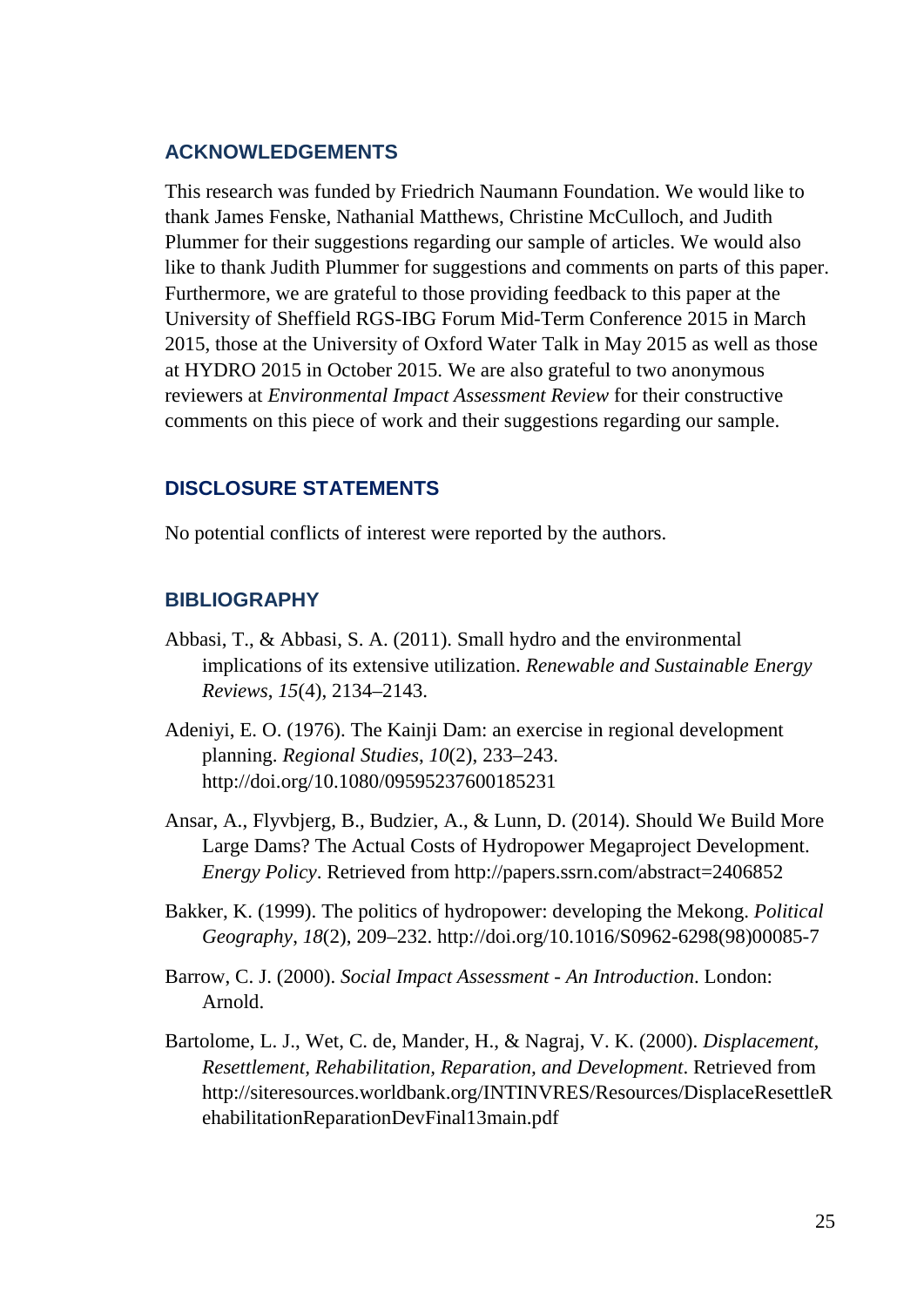## ACKNOWLEDGEMENTS

This research was funded by Friedrich Naumann Foundation. We would like to thank James Fenske, Nathanial Matthews, Christine McCulloch, and Judith Plummer for their suggestions regarding our sample of articles. We would also like to thank Judith Plummer for suggestions and comments on parts of this paper. Furthermore, we are grateful to those providing feedback to this paper at the University of Sheffield RGS-IBG Forum Mid-Term Conference 2015 in March 2015, those at the University of Oxford Water Talk in May 2015 as well as those at HYDRO 2015 in October 2015. We are also grateful to two anonymous reviewers at *Environmental Impact Assessment Review* for their constructive comments on this piece of work and their suggestions regarding our sample.

## DISCLOSURE STATEMENTS

No potential conflicts of interest were reported by the authors.

## BIBLIOGRAPHY

Abbasi, T., & Abbasi, S. A. (2011). Small hydro and the environmental implications of its extensive utilization. *Renewable and Sustainable Energy Reviews*, *15*(4), 2134–2143.

Adeniyi, E. O. (1976). The Kainji Dam: an exercise in regional development planning. *Regional Studies*, *10*(2), 233–243. http://doi.org/10.1080/09595237600185231

Ansar, A., Flyvbjerg, B., Budzier, A., & Lunn, D. (2014). Should We Build More Large Dams? The Actual Costs of Hydropower Megaproject Development. *Energy Policy*. Retrieved from http://papers.ssrn.com/abstract=2406852

Bakker, K. (1999). The politics of hydropower: developing the Mekong. *Political Geography*, *18*(2), 209–232. http://doi.org/10.1016/S0962-6298(98)00085-7

Barrow, C. J. (2000). *Social Impact Assessment - An Introduction*. London: Arnold.

Bartolome, L. J., Wet, C. de, Mander, H., & Nagraj, V. K. (2000). *Displacement, Resettlement, Rehabilitation, Reparation, and Development*. Retrieved from http://siteresources.worldbank.org/INTINVRES/Resources/DisplaceResettleRehabilitationReparationDevFinal13main.pdf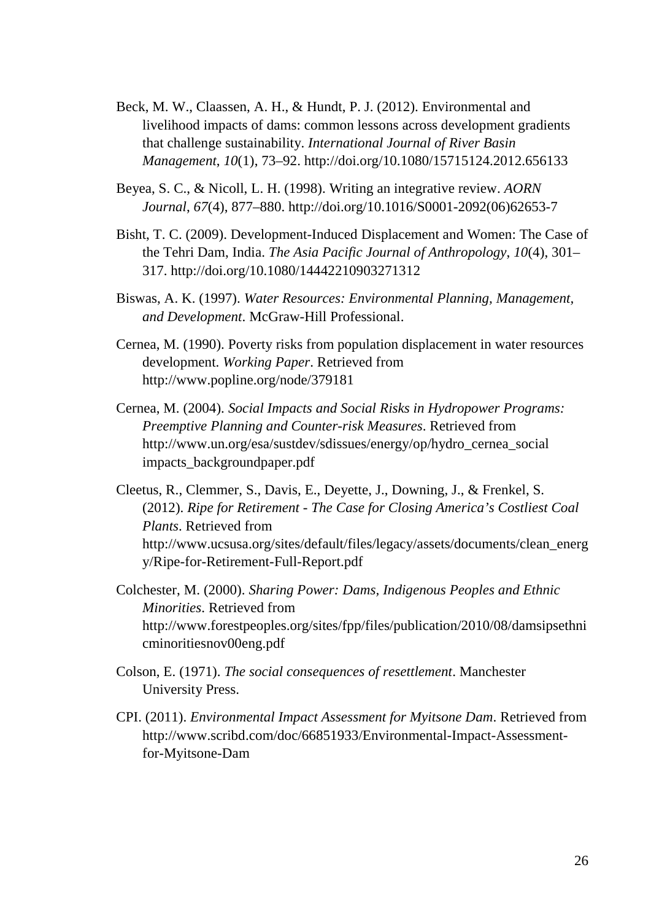Beck, M. W., Claassen, A. H., & Hundt, P. J. (2012). Environmental and livelihood impacts of dams: common lessons across development gradients that challenge sustainability. *International Journal of River Basin Management*, *10*(1), 73–92. http://doi.org/10.1080/15715124.2012.656133

Beyea, S. C., & Nicoll, L. H. (1998). Writing an integrative review. *AORN Journal*, *67*(4), 877–880. http://doi.org/10.1016/S0001-2092(06)62653-7

Bisht, T. C. (2009). Development-Induced Displacement and Women: The Case of the Tehri Dam, India. *The Asia Pacific Journal of Anthropology*, *10*(4), 301–317. http://doi.org/10.1080/14442210903271312

Biswas, A. K. (1997). *Water Resources: Environmental Planning, Management, and Development*. McGraw-Hill Professional.

Cernea, M. (1990). Poverty risks from population displacement in water resources development. *Working Paper*. Retrieved from http://www.popline.org/node/379181

Cernea, M. (2004). *Social Impacts and Social Risks in Hydropower Programs: Preemptive Planning and Counter-risk Measures*. Retrieved from http://www.un.org/esa/sustdev/sdissues/energy/op/hydro_cernea_social impacts_backgroundpaper.pdf

Cleetus, R., Clemmer, S., Davis, E., Deyette, J., Downing, J., & Frenkel, S. (2012). *Ripe for Retirement - The Case for Closing America's Costliest Coal Plants*. Retrieved from http://www.ucsusa.org/sites/default/files/legacy/assets/documents/clean_energy/Ripe-for-Retirement-Full-Report.pdf

Colchester, M. (2000). *Sharing Power: Dams, Indigenous Peoples and Ethnic Minorities*. Retrieved from http://www.forestpeoples.org/sites/fpp/files/publication/2010/08/damsipsethnicminoritiesnov00eng.pdf

Colson, E. (1971). *The social consequences of resettlement*. Manchester University Press.

CPI. (2011). *Environmental Impact Assessment for Myitsone Dam*. Retrieved from http://www.scribd.com/doc/66851933/Environmental-Impact-Assessment-for-Myitsone-Dam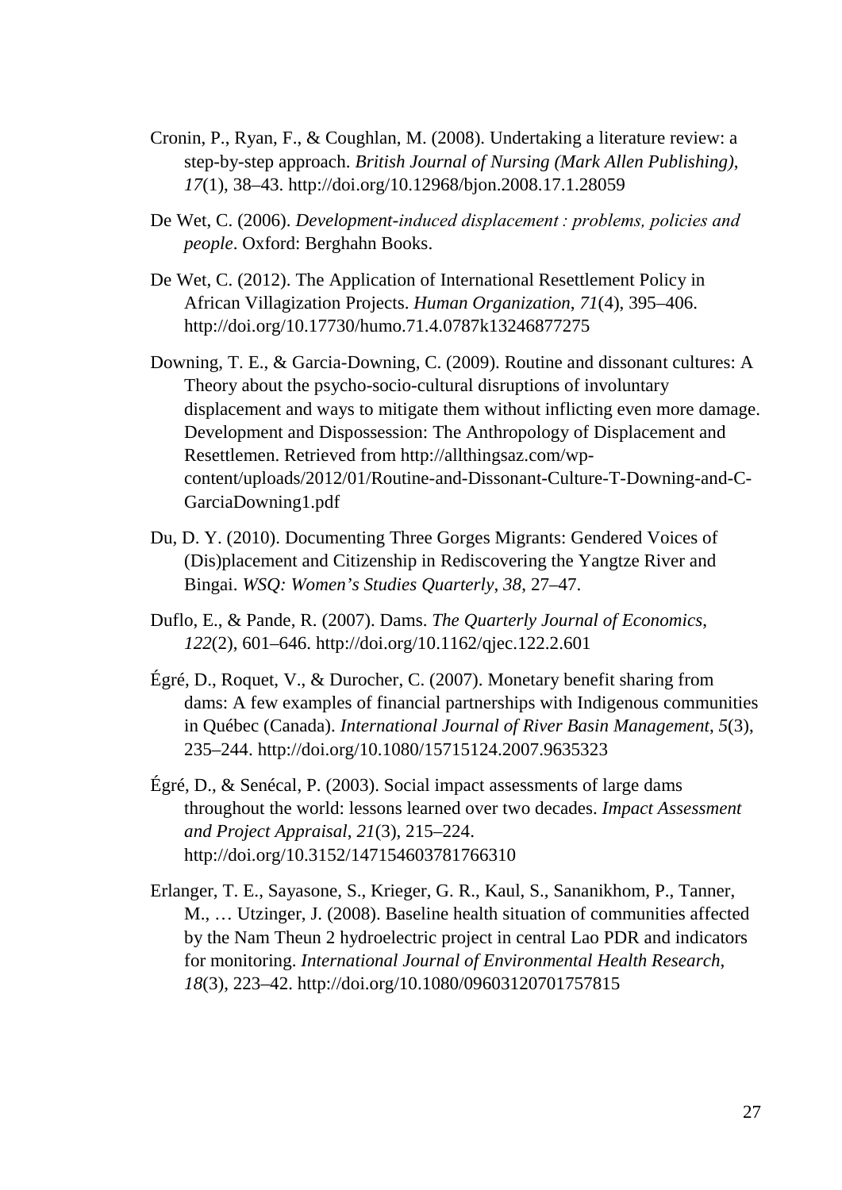Cronin, P., Ryan, F., & Coughlan, M. (2008). Undertaking a literature review: a step-by-step approach. *British Journal of Nursing (Mark Allen Publishing)*, *17*(1), 38–43. http://doi.org/10.12968/bjon.2008.17.1.28059

De Wet, C. (2006). *Development-induced displacement : problems, policies and people*. Oxford: Berghahn Books.

De Wet, C. (2012). The Application of International Resettlement Policy in African Villagization Projects. *Human Organization*, *71*(4), 395–406. http://doi.org/10.17730/humo.71.4.0787k13246877275

Downing, T. E., & Garcia-Downing, C. (2009). Routine and dissonant cultures: A Theory about the psycho-socio-cultural disruptions of involuntary displacement and ways to mitigate them without inflicting even more damage. Development and Dispossession: The Anthropology of Displacement and Resettlemen. Retrieved from http://allthingsaz.com/wp-content/uploads/2012/01/Routine-and-Dissonant-Culture-T-Downing-and-C-GarciaDowning1.pdf

Du, D. Y. (2010). Documenting Three Gorges Migrants: Gendered Voices of (Dis)placement and Citizenship in Rediscovering the Yangtze River and Bingai. *WSQ: Women's Studies Quarterly*, *38*, 27–47.

Duflo, E., & Pande, R. (2007). Dams. *The Quarterly Journal of Economics*, *122*(2), 601–646. http://doi.org/10.1162/qjec.122.2.601

Égré, D., Roquet, V., & Durocher, C. (2007). Monetary benefit sharing from dams: A few examples of financial partnerships with Indigenous communities in Québec (Canada). *International Journal of River Basin Management*, *5*(3), 235–244. http://doi.org/10.1080/15715124.2007.9635323

Égré, D., & Senécal, P. (2003). Social impact assessments of large dams throughout the world: lessons learned over two decades. *Impact Assessment and Project Appraisal*, *21*(3), 215–224. http://doi.org/10.3152/147154603781766310

Erlanger, T. E., Sayasone, S., Krieger, G. R., Kaul, S., Sananikhom, P., Tanner, M., … Utzinger, J. (2008). Baseline health situation of communities affected by the Nam Theun 2 hydroelectric project in central Lao PDR and indicators for monitoring. *International Journal of Environmental Health Research*, *18*(3), 223–42. http://doi.org/10.1080/09603120701757815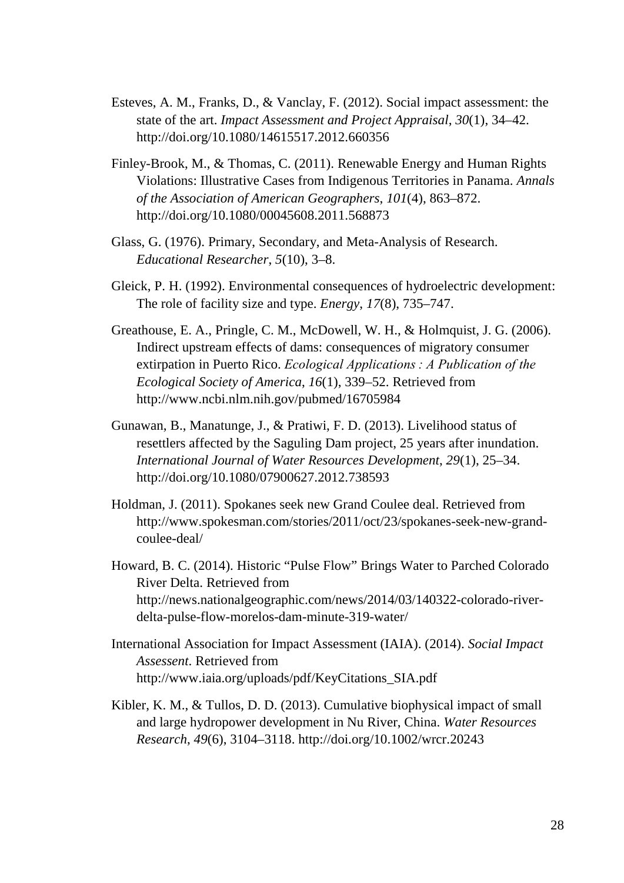Esteves, A. M., Franks, D., & Vanclay, F. (2012). Social impact assessment: the state of the art. *Impact Assessment and Project Appraisal*, *30*(1), 34–42. http://doi.org/10.1080/14615517.2012.660356

Finley-Brook, M., & Thomas, C. (2011). Renewable Energy and Human Rights Violations: Illustrative Cases from Indigenous Territories in Panama. *Annals of the Association of American Geographers*, *101*(4), 863–872. http://doi.org/10.1080/00045608.2011.568873

Glass, G. (1976). Primary, Secondary, and Meta-Analysis of Research. *Educational Researcher*, *5*(10), 3–8.

Gleick, P. H. (1992). Environmental consequences of hydroelectric development: The role of facility size and type. *Energy, 17*(8), 735–747.

Greathouse, E. A., Pringle, C. M., McDowell, W. H., & Holmquist, J. G. (2006). Indirect upstream effects of dams: consequences of migratory consumer extirpation in Puerto Rico. *Ecological Applications : A Publication of the Ecological Society of America*, *16*(1), 339–52. Retrieved from http://www.ncbi.nlm.nih.gov/pubmed/16705984

Gunawan, B., Manatunge, J., & Pratiwi, F. D. (2013). Livelihood status of resettlers affected by the Saguling Dam project, 25 years after inundation. *International Journal of Water Resources Development*, *29*(1), 25–34. http://doi.org/10.1080/07900627.2012.738593

Holdman, J. (2011). Spokanes seek new Grand Coulee deal. Retrieved from http://www.spokesman.com/stories/2011/oct/23/spokanes-seek-new-grand-coulee-deal/

Howard, B. C. (2014). Historic "Pulse Flow" Brings Water to Parched Colorado River Delta. Retrieved from http://news.nationalgeographic.com/news/2014/03/140322-colorado-river-delta-pulse-flow-morelos-dam-minute-319-water/

International Association for Impact Assessment (IAIA). (2014). *Social Impact Assessent*. Retrieved from http://www.iaia.org/uploads/pdf/KeyCitations_SIA.pdf

Kibler, K. M., & Tullos, D. D. (2013). Cumulative biophysical impact of small and large hydropower development in Nu River, China. *Water Resources Research*, *49*(6), 3104–3118. http://doi.org/10.1002/wrcr.20243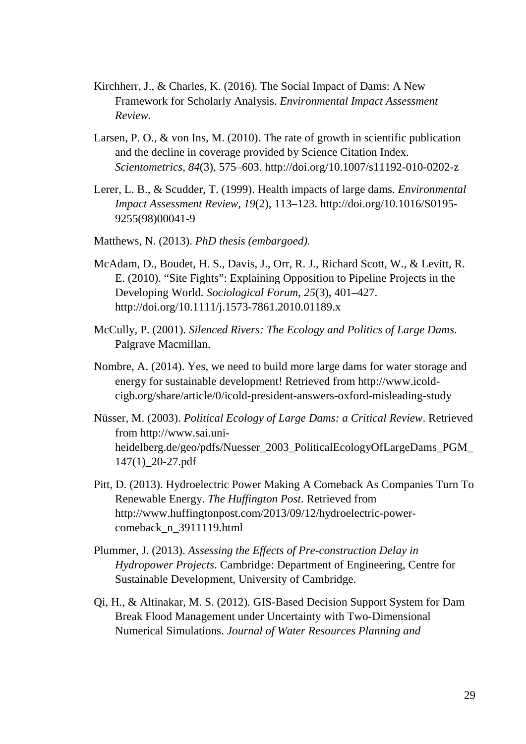Kirchherr, J., & Charles, K. (2016). The Social Impact of Dams: A New Framework for Scholarly Analysis. *Environmental Impact Assessment Review*.

Larsen, P. O., & von Ins, M. (2010). The rate of growth in scientific publication and the decline in coverage provided by Science Citation Index. *Scientometrics*, *84*(3), 575–603. http://doi.org/10.1007/s11192-010-0202-z

Lerer, L. B., & Scudder, T. (1999). Health impacts of large dams. *Environmental Impact Assessment Review*, *19*(2), 113–123. http://doi.org/10.1016/S0195-9255(98)00041-9

Matthews, N. (2013). *PhD thesis (embargoed)*.

McAdam, D., Boudet, H. S., Davis, J., Orr, R. J., Richard Scott, W., & Levitt, R. E. (2010). "Site Fights": Explaining Opposition to Pipeline Projects in the Developing World. *Sociological Forum*, *25*(3), 401–427. http://doi.org/10.1111/j.1573-7861.2010.01189.x

McCully, P. (2001). *Silenced Rivers: The Ecology and Politics of Large Dams*. Palgrave Macmillan.

Nombre, A. (2014). Yes, we need to build more large dams for water storage and energy for sustainable development! Retrieved from http://www.icold-cigb.org/share/article/0/icold-president-answers-oxford-misleading-study

Nüsser, M. (2003). *Political Ecology of Large Dams: a Critical Review*. Retrieved from http://www.sai.uni-heidelberg.de/geo/pdfs/Nuesser_2003_PoliticalEcologyOfLargeDams_PGM_147(1)_20-27.pdf

Pitt, D. (2013). Hydroelectric Power Making A Comeback As Companies Turn To Renewable Energy. *The Huffington Post*. Retrieved from http://www.huffingtonpost.com/2013/09/12/hydroelectric-power-comeback_n_3911119.html

Plummer, J. (2013). *Assessing the Effects of Pre-construction Delay in Hydropower Projects*. Cambridge: Department of Engineering, Centre for Sustainable Development, University of Cambridge.

Qi, H., & Altinakar, M. S. (2012). GIS-Based Decision Support System for Dam Break Flood Management under Uncertainty with Two-Dimensional Numerical Simulations. *Journal of Water Resources Planning and*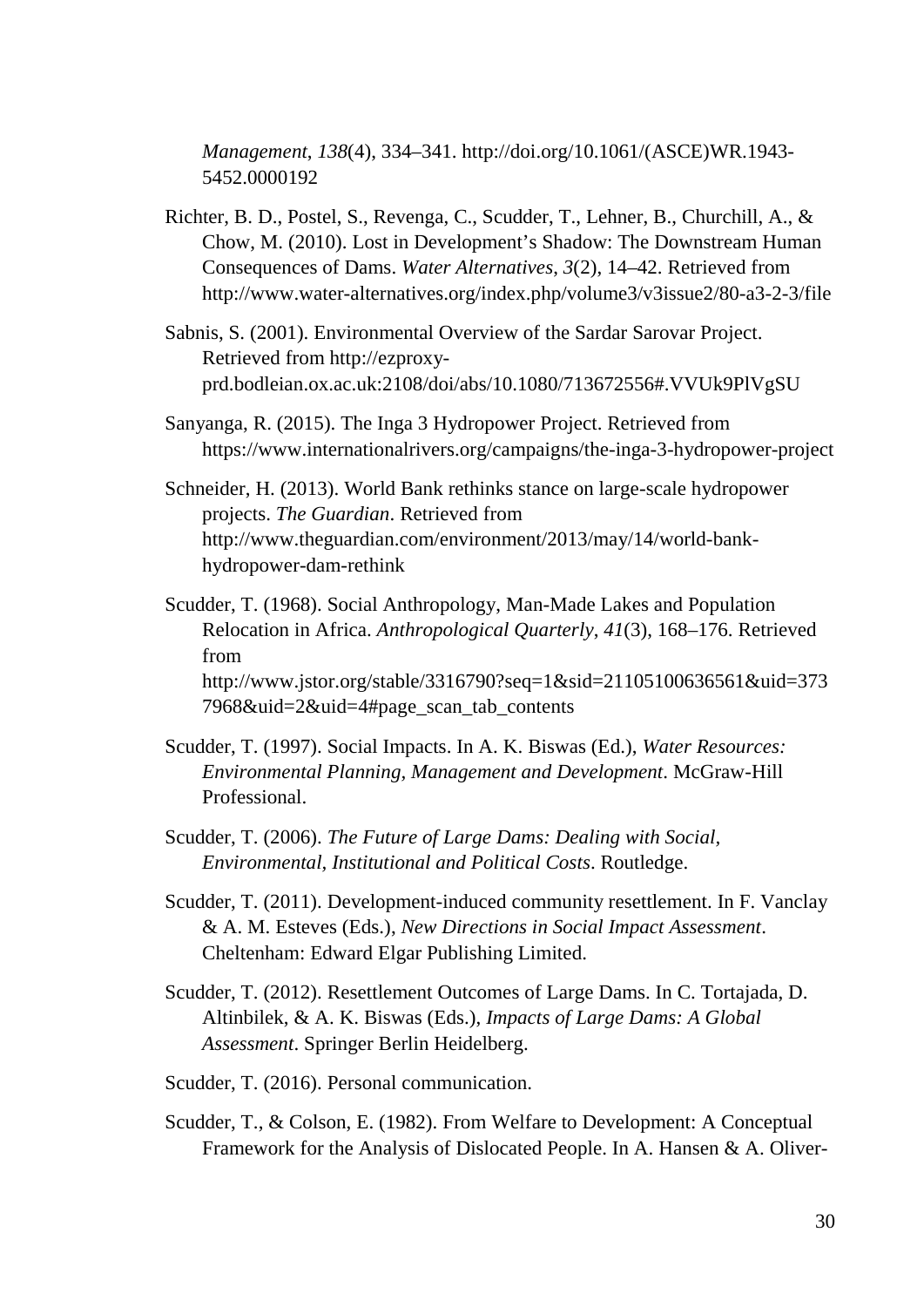*Management*, *138*(4), 334–341. http://doi.org/10.1061/(ASCE)WR.1943-5452.0000192

Richter, B. D., Postel, S., Revenga, C., Scudder, T., Lehner, B., Churchill, A., & Chow, M. (2010). Lost in Development's Shadow: The Downstream Human Consequences of Dams. *Water Alternatives*, *3*(2), 14–42. Retrieved from http://www.water-alternatives.org/index.php/volume3/v3issue2/80-a3-2-3/file

Sabnis, S. (2001). Environmental Overview of the Sardar Sarovar Project. Retrieved from http://ezproxy-prd.bodleian.ox.ac.uk:2108/doi/abs/10.1080/713672556#.VVUk9PlVgSU

Sanyanga, R. (2015). The Inga 3 Hydropower Project. Retrieved from https://www.internationalrivers.org/campaigns/the-inga-3-hydropower-project

Schneider, H. (2013). World Bank rethinks stance on large-scale hydropower projects. *The Guardian*. Retrieved from http://www.theguardian.com/environment/2013/may/14/world-bank-hydropower-dam-rethink

Scudder, T. (1968). Social Anthropology, Man-Made Lakes and Population Relocation in Africa. *Anthropological Quarterly*, *41*(3), 168–176. Retrieved from http://www.jstor.org/stable/3316790?seq=1&sid=21105100636561&uid=3737968&uid=2&uid=4#page_scan_tab_contents

Scudder, T. (1997). Social Impacts. In A. K. Biswas (Ed.), *Water Resources: Environmental Planning, Management and Development*. McGraw-Hill Professional.

Scudder, T. (2006). *The Future of Large Dams: Dealing with Social, Environmental, Institutional and Political Costs*. Routledge.

Scudder, T. (2011). Development-induced community resettlement. In F. Vanclay & A. M. Esteves (Eds.), *New Directions in Social Impact Assessment*. Cheltenham: Edward Elgar Publishing Limited.

Scudder, T. (2012). Resettlement Outcomes of Large Dams. In C. Tortajada, D. Altinbilek, & A. K. Biswas (Eds.), *Impacts of Large Dams: A Global Assessment*. Springer Berlin Heidelberg.

Scudder, T. (2016). Personal communication.

Scudder, T., & Colson, E. (1982). From Welfare to Development: A Conceptual Framework for the Analysis of Dislocated People. In A. Hansen & A. Oliver-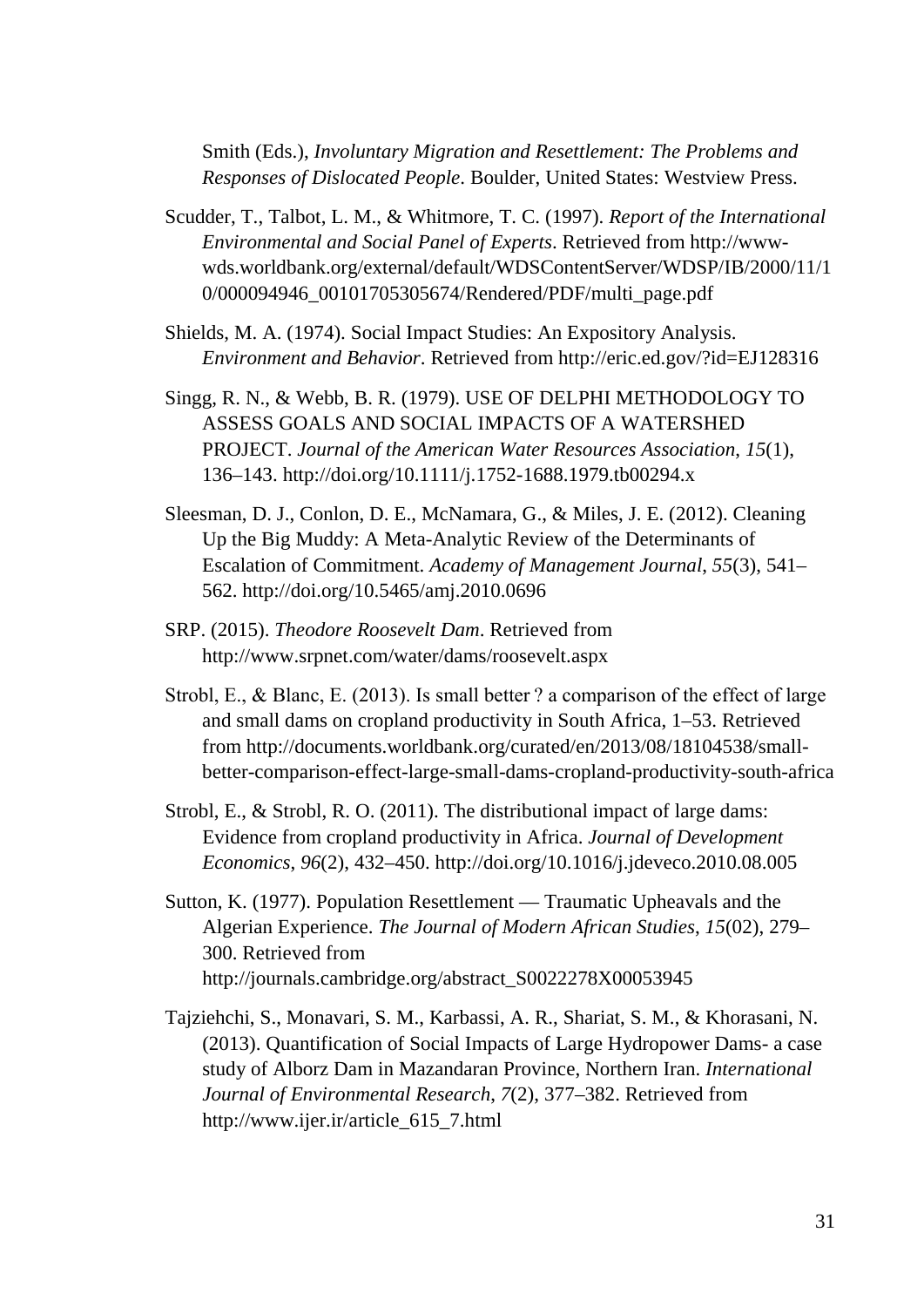Smith (Eds.), *Involuntary Migration and Resettlement: The Problems and Responses of Dislocated People*. Boulder, United States: Westview Press.

Scudder, T., Talbot, L. M., & Whitmore, T. C. (1997). *Report of the International Environmental and Social Panel of Experts*. Retrieved from http://www-wds.worldbank.org/external/default/WDSContentServer/WDSP/IB/2000/11/10/000094946_00101705305674/Rendered/PDF/multi_page.pdf

Shields, M. A. (1974). Social Impact Studies: An Expository Analysis. *Environment and Behavior*. Retrieved from http://eric.ed.gov/?id=EJ128316

Singg, R. N., & Webb, B. R. (1979). USE OF DELPHI METHODOLOGY TO ASSESS GOALS AND SOCIAL IMPACTS OF A WATERSHED PROJECT. *Journal of the American Water Resources Association*, *15*(1), 136–143. http://doi.org/10.1111/j.1752-1688.1979.tb00294.x

Sleesman, D. J., Conlon, D. E., McNamara, G., & Miles, J. E. (2012). Cleaning Up the Big Muddy: A Meta-Analytic Review of the Determinants of Escalation of Commitment. *Academy of Management Journal*, *55*(3), 541–562. http://doi.org/10.5465/amj.2010.0696

SRP. (2015). *Theodore Roosevelt Dam*. Retrieved from http://www.srpnet.com/water/dams/roosevelt.aspx

Strobl, E., & Blanc, E. (2013). Is small better ? a comparison of the effect of large and small dams on cropland productivity in South Africa, 1–53. Retrieved from http://documents.worldbank.org/curated/en/2013/08/18104538/small-better-comparison-effect-large-small-dams-cropland-productivity-south-africa

Strobl, E., & Strobl, R. O. (2011). The distributional impact of large dams: Evidence from cropland productivity in Africa. *Journal of Development Economics*, *96*(2), 432–450. http://doi.org/10.1016/j.jdeveco.2010.08.005

Sutton, K. (1977). Population Resettlement — Traumatic Upheavals and the Algerian Experience. *The Journal of Modern African Studies*, *15*(02), 279–300. Retrieved from http://journals.cambridge.org/abstract_S0022278X00053945

Tajziehchi, S., Monavari, S. M., Karbassi, A. R., Shariat, S. M., & Khorasani, N. (2013). Quantification of Social Impacts of Large Hydropower Dams- a case study of Alborz Dam in Mazandaran Province, Northern Iran. *International Journal of Environmental Research*, *7*(2), 377–382. Retrieved from http://www.ijer.ir/article_615_7.html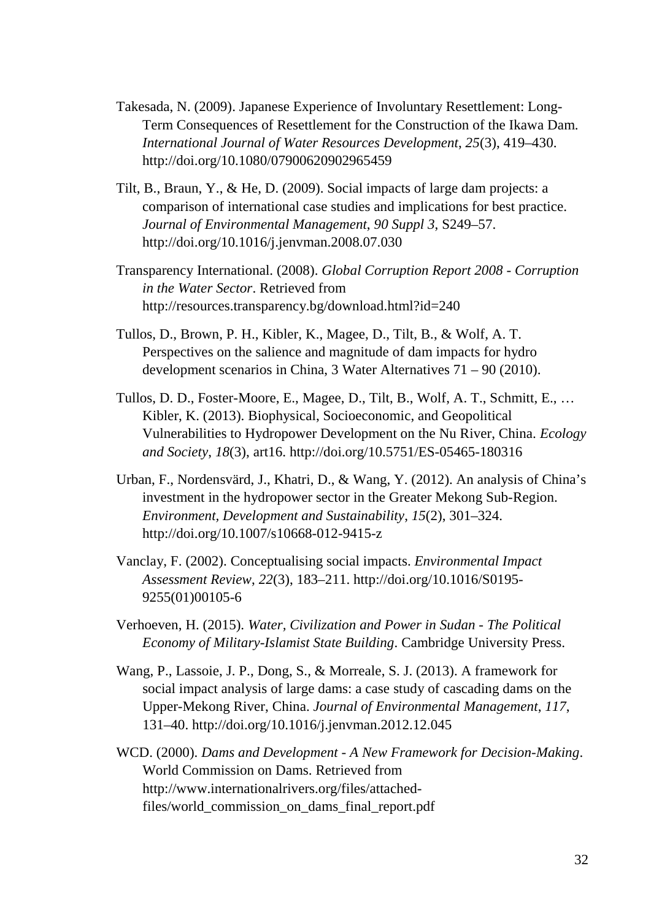Takesada, N. (2009). Japanese Experience of Involuntary Resettlement: Long-Term Consequences of Resettlement for the Construction of the Ikawa Dam. *International Journal of Water Resources Development*, *25*(3), 419–430. http://doi.org/10.1080/07900620902965459

Tilt, B., Braun, Y., & He, D. (2009). Social impacts of large dam projects: a comparison of international case studies and implications for best practice. *Journal of Environmental Management*, *90 Suppl 3*, S249–57. http://doi.org/10.1016/j.jenvman.2008.07.030

Transparency International. (2008). *Global Corruption Report 2008 - Corruption in the Water Sector*. Retrieved from http://resources.transparency.bg/download.html?id=240

Tullos, D., Brown, P. H., Kibler, K., Magee, D., Tilt, B., & Wolf, A. T. Perspectives on the salience and magnitude of dam impacts for hydro development scenarios in China, 3 Water Alternatives 71 – 90 (2010).

Tullos, D. D., Foster-Moore, E., Magee, D., Tilt, B., Wolf, A. T., Schmitt, E., … Kibler, K. (2013). Biophysical, Socioeconomic, and Geopolitical Vulnerabilities to Hydropower Development on the Nu River, China. *Ecology and Society*, *18*(3), art16. http://doi.org/10.5751/ES-05465-180316

Urban, F., Nordensvärd, J., Khatri, D., & Wang, Y. (2012). An analysis of China's investment in the hydropower sector in the Greater Mekong Sub-Region. *Environment, Development and Sustainability*, *15*(2), 301–324. http://doi.org/10.1007/s10668-012-9415-z

Vanclay, F. (2002). Conceptualising social impacts. *Environmental Impact Assessment Review*, *22*(3), 183–211. http://doi.org/10.1016/S0195-9255(01)00105-6

Verhoeven, H. (2015). *Water, Civilization and Power in Sudan - The Political Economy of Military-Islamist State Building*. Cambridge University Press.

Wang, P., Lassoie, J. P., Dong, S., & Morreale, S. J. (2013). A framework for social impact analysis of large dams: a case study of cascading dams on the Upper-Mekong River, China. *Journal of Environmental Management*, *117*, 131–40. http://doi.org/10.1016/j.jenvman.2012.12.045

WCD. (2000). *Dams and Development - A New Framework for Decision-Making*. World Commission on Dams. Retrieved from http://www.internationalrivers.org/files/attached-files/world_commission_on_dams_final_report.pdf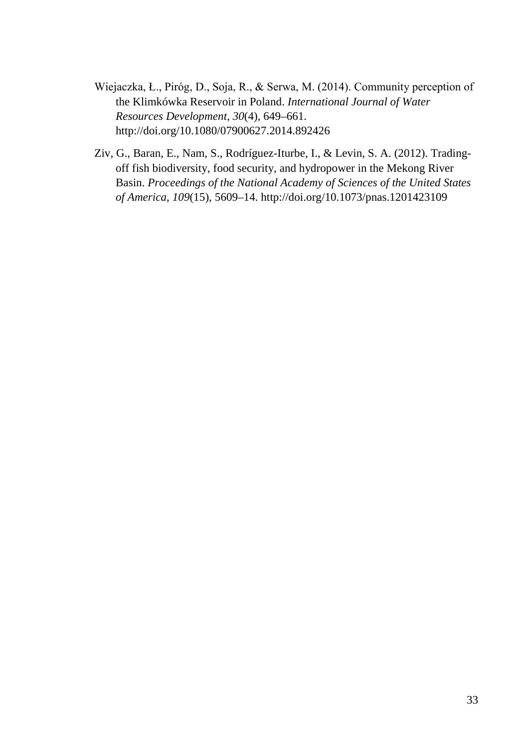Wiejaczka, Ł., Piróg, D., Soja, R., & Serwa, M. (2014). Community perception of the Klimkówka Reservoir in Poland. *International Journal of Water Resources Development*, *30*(4), 649–661. http://doi.org/10.1080/07900627.2014.892426

Ziv, G., Baran, E., Nam, S., Rodríguez-Iturbe, I., & Levin, S. A. (2012). Trading-off fish biodiversity, food security, and hydropower in the Mekong River Basin. *Proceedings of the National Academy of Sciences of the United States of America*, *109*(15), 5609–14. http://doi.org/10.1073/pnas.1201423109